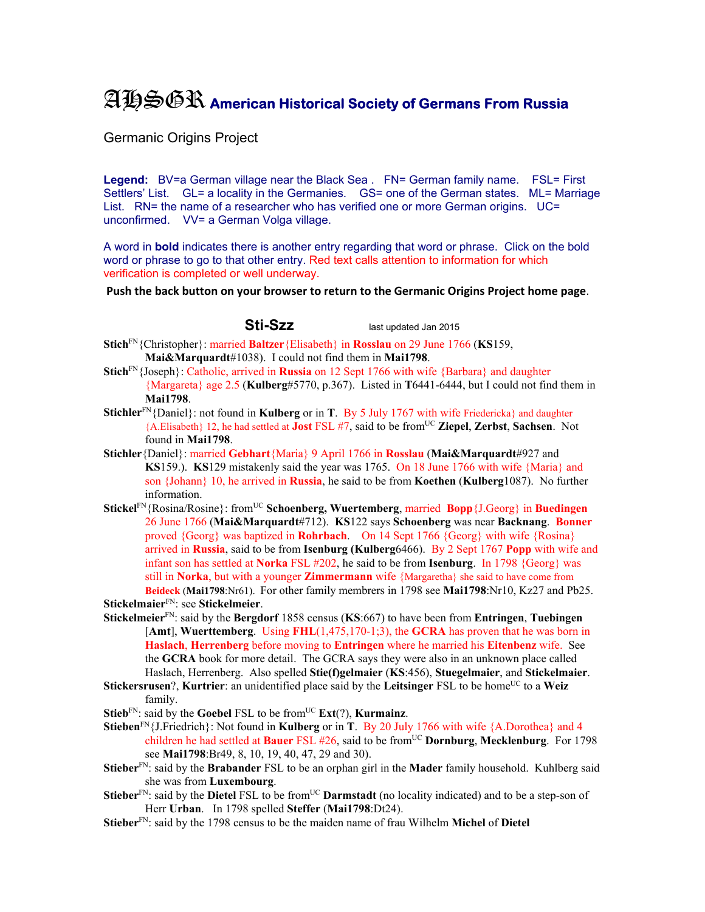# AHSGR American Historical Society of Germans From Russia

Germanic Origins Project

**Legend:** BV=a German village near the Black Sea . FN= German family name. FSL= First Settlers' List. GL= a locality in the Germanies. GS= one of the German states. ML= Marriage List. RN= the name of a researcher who has verified one or more German origins. UC= unconfirmed. VV= a German Volga village.

A word in **bold** indicates there is another entry regarding that word or phrase. Click on the bold word or phrase to go to that other entry. Red text calls attention to information for which verification is completed or well underway.

**Push the back button on your browser to return to the Germanic Origins Project home page**.

## Sti-Szz

last updated Jan 2015

**Stich**[FN]{Christopher}: married **Baltzer**{Elisabeth} in **Rosslau** on 29 June 1766 (**KS**159, **Mai&Marquardt**#1038). I could not find them in **Mai1798**.

**Stich**[FN]{Joseph}: Catholic, arrived in **Russia** on 12 Sept 1766 with wife {Barbara} and daughter {Margareta} age 2.5 (**Kulberg**#5770, p.367). Listed in **T**6441-6444, but I could not find them in **Mai1798**.

**Stichler**[FN]{Daniel}: not found in **Kulberg** or in **T**. By 5 July 1767 with wife Friedericka} and daughter {A.Elisabeth} 12, he had settled at **Jost** FSL #7, said to be from[UC] **Ziepel**, **Zerbst**, **Sachsen**. Not found in **Mai1798**.

**Stichler**{Daniel}: married **Gebhart**{Maria} 9 April 1766 in **Rosslau** (**Mai&Marquardt**#927 and **KS**159.). **KS**129 mistakenly said the year was 1765. On 18 June 1766 with wife {Maria} and son {Johann} 10, he arrived in **Russia**, he said to be from **Koethen** (**Kulberg**1087). No further information.

**Stickel**[FN]{Rosina/Rosine}: from[UC] **Schoenberg, Wuertemberg**, married **Bopp**{J.Georg} in **Buedingen** 26 June 1766 (**Mai&Marquardt**#712). **KS**122 says **Schoenberg** was near **Backnang**. **Bonner** proved {Georg} was baptized in **Rohrbach**. On 14 Sept 1766 {Georg} with wife {Rosina} arrived in **Russia**, said to be from **Isenburg (Kulberg**6466). By 2 Sept 1767 **Popp** with wife and infant son has settled at **Norka** FSL #202, he said to be from **Isenburg**. In 1798 {Georg} was still in **Norka**, but with a younger **Zimmermann** wife {Margaretha} she said to have come from **Beideck** (**Mai1798**:Nr61). For other family members in 1798 see **Mai1798**:Nr10, Kz27 and Pb25.

**Stickelmaier**[FN]: see **Stickelmeier**.

**Stickelmeier**[FN]: said by the **Bergdorf** 1858 census (**KS**:667) to have been from **Entringen**, **Tuebingen** [**Amt**], **Wuerttemberg**. Using **FHL**(1,475,170-1;3), the **GCRA** has proven that he was born in **Haslach**, **Herrenberg** before moving to **Entringen** where he married his **Eitenbenz** wife. See the **GCRA** book for more detail. The GCRA says they were also in an unknown place called Haslach, Herrenberg. Also spelled **Stie(f)gelmaier** (**KS**:456), **Stuegelmaier**, and **Stickelmaier**.

**Stickersrusen**?, **Kurtrier**: an unidentified place said by the **Leitsinger** FSL to be home[UC] to a **Weiz** family.

**Stieb**[FN]: said by the **Goebel** FSL to be from[UC] **Ext**(?), **Kurmainz**.

**Stieben**[FN]{J.Friedrich}: Not found in **Kulberg** or in **T**. By 20 July 1766 with wife {A.Dorothea} and 4 children he had settled at **Bauer** FSL #26, said to be from[UC] **Dornburg**, **Mecklenburg**. For 1798 see **Mai1798**:Br49, 8, 10, 19, 40, 47, 29 and 30).

**Stieber**[FN]: said by the **Brabander** FSL to be an orphan girl in the **Mader** family household. Kuhlberg said she was from **Luxembourg**.

**Stieber**[FN]: said by the **Dietel** FSL to be from[UC] **Darmstadt** (no locality indicated) and to be a step-son of Herr **Urban**. In 1798 spelled **Steffer** (**Mai1798**:Dt24).

**Stieber**[FN]: said by the 1798 census to be the maiden name of frau Wilhelm **Michel** of **Dietel**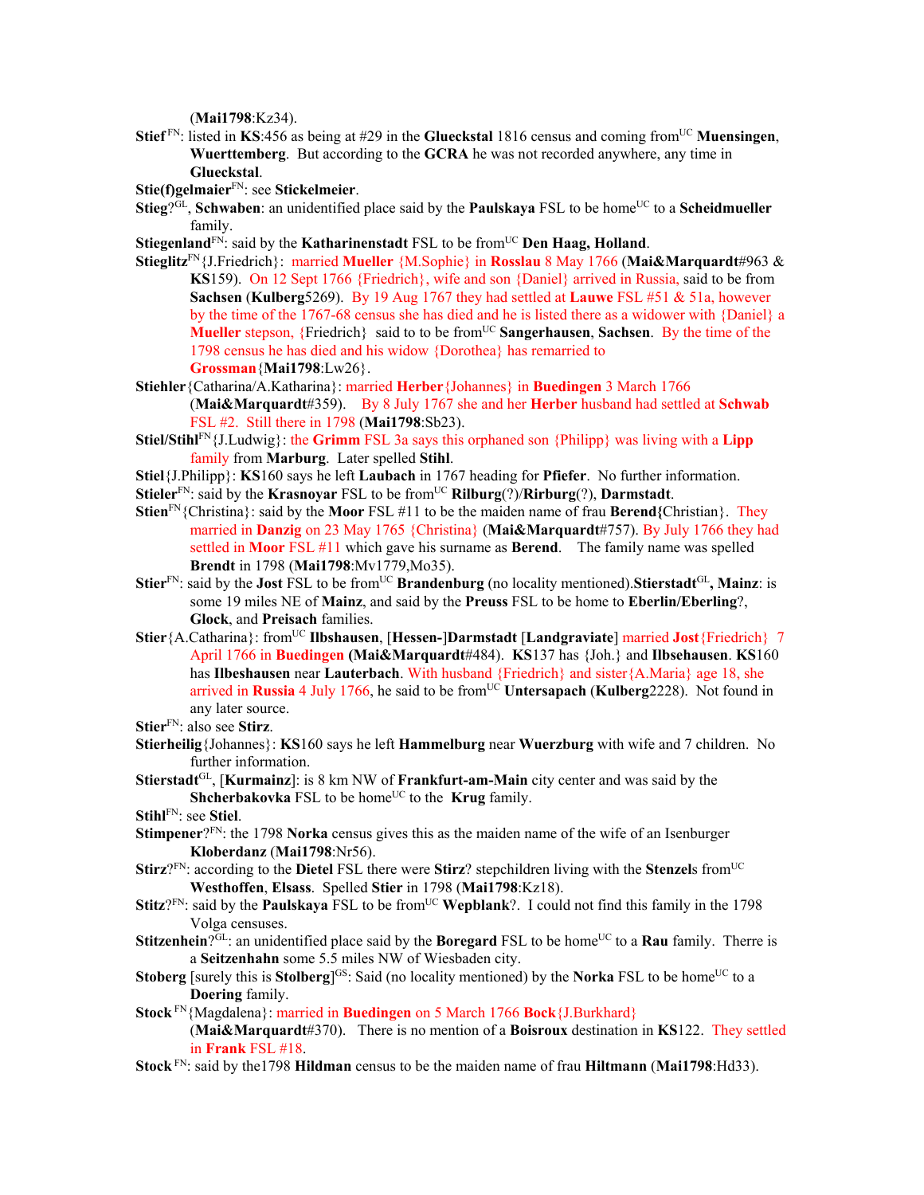(**Mai1798**:Kz34).

**Stief** FN: listed in **KS**:456 as being at #29 in the **Glueckstal** 1816 census and coming from UC **Muensingen**, **Wuerttemberg**. But according to the **GCRA** he was not recorded anywhere, any time in **Glueckstal**.

**Stie(f)gelmaier**FN: see **Stickelmeier**.

**Stieg**?GL, **Schwaben**: an unidentified place said by the **Paulskaya** FSL to be home UC to a **Scheidmueller** family.

**Stiegenland**FN: said by the **Katharinenstadt** FSL to be from UC **Den Haag, Holland**.

**Stieglitz**FN{J.Friedrich}: married **Mueller** {M.Sophie} in **Rosslau** 8 May 1766 (**Mai&Marquardt**#963 & **KS**159). On 12 Sept 1766 {Friedrich}, wife and son {Daniel} arrived in Russia, said to be from **Sachsen** (**Kulberg**5269). By 19 Aug 1767 they had settled at **Lauwe** FSL #51 & 51a, however by the time of the 1767-68 census she has died and he is listed there as a widower with {Daniel} a **Mueller** stepson, {Friedrich} said to to be from UC **Sangerhausen**, **Sachsen**. By the time of the 1798 census he has died and his widow {Dorothea} has remarried to **Grossman**{**Mai1798**:Lw26}.

**Stiehler**{Catharina/A.Katharina}: married **Herber**{Johannes} in **Buedingen** 3 March 1766 (**Mai&Marquardt**#359). By 8 July 1767 she and her **Herber** husband had settled at **Schwab** FSL #2. Still there in 1798 (**Mai1798**:Sb23).

**Stiel/Stihl**FN{J.Ludwig}: the **Grimm** FSL 3a says this orphaned son {Philipp} was living with a **Lipp** family from **Marburg**. Later spelled **Stihl**.

**Stiel**{J.Philipp}: **KS**160 says he left **Laubach** in 1767 heading for **Pfiefer**. No further information.

**Stieler**FN: said by the **Krasnoyar** FSL to be from UC **Rilburg**(?)/**Rirburg**(?), **Darmstadt**.

**Stien**FN{Christina}: said by the **Moor** FSL #11 to be the maiden name of frau **Berend{**Christian}. They married in **Danzig** on 23 May 1765 {Christina} (**Mai&Marquardt**#757). By July 1766 they had settled in **Moor** FSL #11 which gave his surname as **Berend**. The family name was spelled **Brendt** in 1798 (**Mai1798**:Mv1779,Mo35).

**Stier**FN: said by the **Jost** FSL to be from UC **Brandenburg** (no locality mentioned).**Stierstadt**GL**, Mainz**: is some 19 miles NE of **Mainz**, and said by the **Preuss** FSL to be home to **Eberlin/Eberling**?, **Glock**, and **Preisach** families.

**Stier**{A.Catharina}: from UC **Ilbshausen**, [**Hessen-**]**Darmstadt** [**Landgraviate**] married **Jost**{Friedrich} 7 April 1766 in **Buedingen** (**Mai&Marquardt**#484). **KS**137 has {Joh.} and **Ilbsehausen**. **KS**160 has **Ilbeshausen** near **Lauterbach**. With husband {Friedrich} and sister{A.Maria} age 18, she arrived in **Russia** 4 July 1766, he said to be from UC **Untersapach** (**Kulberg**2228). Not found in any later source.

**Stier**FN: also see **Stirz**.

**Stierheilig**{Johannes}: **KS**160 says he left **Hammelburg** near **Wuerzburg** with wife and 7 children. No further information.

**Stierstadt**GL, [**Kurmainz**]: is 8 km NW of **Frankfurt-am-Main** city center and was said by the **Shcherbakovka** FSL to be home UC to the **Krug** family.

**Stihl**FN: see **Stiel**.

**Stimpener**?FN: the 1798 **Norka** census gives this as the maiden name of the wife of an Isenburger **Kloberdanz** (**Mai1798**:Nr56).

**Stirz**?FN: according to the **Dietel** FSL there were **Stirz**? stepchildren living with the **Stenzel**s from UC **Westhoffen**, **Elsass**. Spelled **Stier** in 1798 (**Mai1798**:Kz18).

**Stitz**?FN: said by the **Paulskaya** FSL to be from UC **Wepblank**?. I could not find this family in the 1798 Volga censuses.

**Stitzenhein**?GL: an unidentified place said by the **Boregard** FSL to be home UC to a **Rau** family. There is a **Seitzenhahn** some 5.5 miles NW of Wiesbaden city.

**Stoberg** [surely this is **Stolberg**]GS: Said (no locality mentioned) by the **Norka** FSL to be home UC to a **Doering** family.

**Stock** FN{Magdalena}: married in **Buedingen** on 5 March 1766 **Bock**{J.Burkhard} (**Mai&Marquardt**#370). There is no mention of a **Boisroux** destination in **KS**122. They settled in **Frank** FSL #18.

**Stock** FN: said by the1798 **Hildman** census to be the maiden name of frau **Hiltmann** (**Mai1798**:Hd33).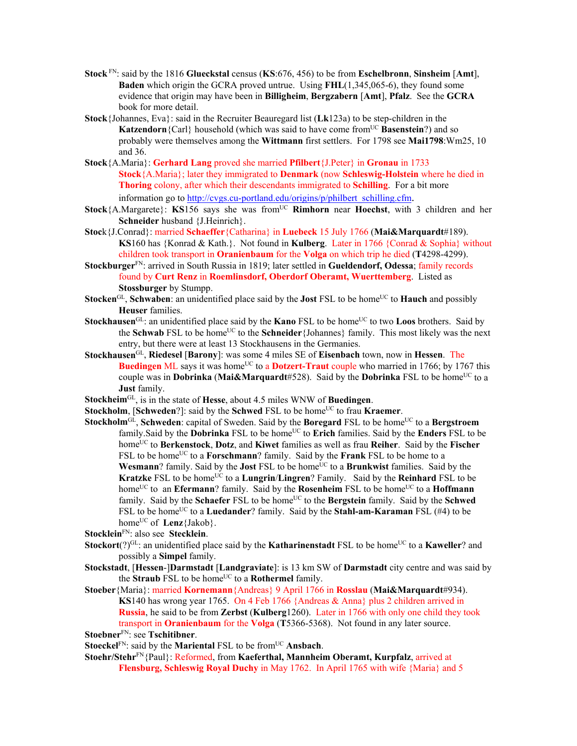**Stock** [FN]: said by the 1816 **Glueckstal** census (**KS**:676, 456) to be from **Eschelbronn**, **Sinsheim** [**Amt**], **Baden** which origin the GCRA proved untrue. Using **FHL**(1,345,065-6), they found some evidence that origin may have been in **Billigheim**, **Bergzabern** [**Amt**], **Pfalz**. See the **GCRA** book for more detail.

**Stock**{Johannes, Eva}: said in the Recruiter Beauregard list (**Lk**123a) to be step-children in the **Katzendorn**{Carl} household (which was said to have come from[UC] **Basenstein**?) and so probably were themselves among the **Wittmann** first settlers. For 1798 see **Mai1798**:Wm25, 10 and 36.

**Stock**{A.Maria}: **Gerhard Lang** proved she married **Pfilbert**{J.Peter} in **Gronau** in 1733 **Stock**{A.Maria}; later they immigrated to **Denmark** (now **Schleswig-Holstein** where he died in **Thoring** colony, after which their descendants immigrated to **Schilling**. For a bit more information go to http://cvgs.cu-portland.edu/origins/p/philbert_schilling.cfm.

**Stock**{A.Margarete}: **KS**156 says she was from[UC] **Rimhorn** near **Hoechst**, with 3 children and her **Schneider** husband {J.Heinrich}.

**Stock**{J.Conrad}: married **Schaeffer**{Catharina} in **Luebeck** 15 July 1766 (**Mai&Marquardt**#189). **KS**160 has {Konrad & Kath.}. Not found in **Kulberg**. Later in 1766 {Conrad & Sophia} without children took transport in **Oranienbaum** for the **Volga** on which trip he died (**T**4298-4299).

**Stockburger**[FN]: arrived in South Russia in 1819; later settled in **Gueldendorf, Odessa**; family records found by **Curt Renz** in **Roemlinsdorf, Oberdorf Oberamt, Wuerttemberg**. Listed as **Stossburger** by Stumpp.

**Stocken**[GL], **Schwaben**: an unidentified place said by the **Jost** FSL to be home[UC] to **Hauch** and possibly **Heuser** families.

**Stockhausen**[GL]: an unidentified place said by the **Kano** FSL to be home[UC] to two **Loos** brothers. Said by the **Schwab** FSL to be home[UC] to the **Schneider**{Johannes} family. This most likely was the next entry, but there were at least 13 Stockhausens in the Germanies.

**Stockhausen**[GL], **Riedesel** [**Barony**]: was some 4 miles SE of **Eisenbach** town, now in **Hessen**. The **Buedingen** ML says it was home[UC] to a **Dotzert-Traut** couple who married in 1766; by 1767 this couple was in **Dobrinka** (**Mai&Marquardt**#528). Said by the **Dobrinka** FSL to be home[UC] to a **Just** family.

**Stockheim**[GL], is in the state of **Hesse**, about 4.5 miles WNW of **Buedingen**.

**Stockholm**, [**Schweden**?]: said by the **Schwed** FSL to be home[UC] to frau **Kraemer**.

**Stockholm**[GL], **Schweden**: capital of Sweden. Said by the **Boregard** FSL to be home[UC] to a **Bergstroem** family.Said by the **Dobrinka** FSL to be home[UC] to **Erich** families. Said by the **Enders** FSL to be home[UC] to **Berkenstock**, **Dotz**, and **Kiwet** families as well as frau **Reiher**. Said by the **Fischer** FSL to be home[UC] to a **Forschmann**? family. Said by the **Frank** FSL to be home to a **Wesmann**? family. Said by the **Jost** FSL to be home[UC] to a **Brunkwist** families. Said by the **Kratzke** FSL to be home[UC] to a **Lungrin**/**Lingren**? Family. Said by the **Reinhard** FSL to be home[UC] to an **Efermann**? family. Said by the **Rosenheim** FSL to be home[UC] to a **Hoffmann** family. Said by the **Schaefer** FSL to be home[UC] to the **Bergstein** family. Said by the **Schwed** FSL to be home[UC] to a **Luedander**? family. Said by the **Stahl-am-Karaman** FSL (#4) to be home[UC] of **Lenz**{Jakob}.

**Stocklein**[FN]: also see **Stecklein**.

**Stockort**(?)[GL]: an unidentified place said by the **Katharinenstadt** FSL to be home[UC] to a **Kaweller**? and possibly a **Simpel** family.

**Stockstadt**, [**Hessen**-]**Darmstadt** [**Landgraviate**]: is 13 km SW of **Darmstadt** city centre and was said by the **Straub** FSL to be home[UC] to a **Rothermel** family.

**Stoeber**{Maria}: married **Kornemann**{Andreas} 9 April 1766 in **Rosslau** (**Mai&Marquardt**#934). **KS**140 has wrong year 1765. On 4 Feb 1766 {Andreas & Anna} plus 2 children arrived in **Russia**, he said to be from **Zerbst** (**Kulberg**1260). Later in 1766 with only one child they took transport in **Oranienbaum** for the **Volga** (**T**5366-5368). Not found in any later source.

**Stoebner**[FN]: see **Tschitibner**.

**Stoeckel**[FN]: said by the **Mariental** FSL to be from[UC] **Ansbach**.

**Stoehr/Stehr**[FN]{Paul}: Reformed, from **Kaeferthal, Mannheim Oberamt, Kurpfalz**, arrived at **Flensburg, Schleswig Royal Duchy** in May 1762. In April 1765 with wife {Maria} and 5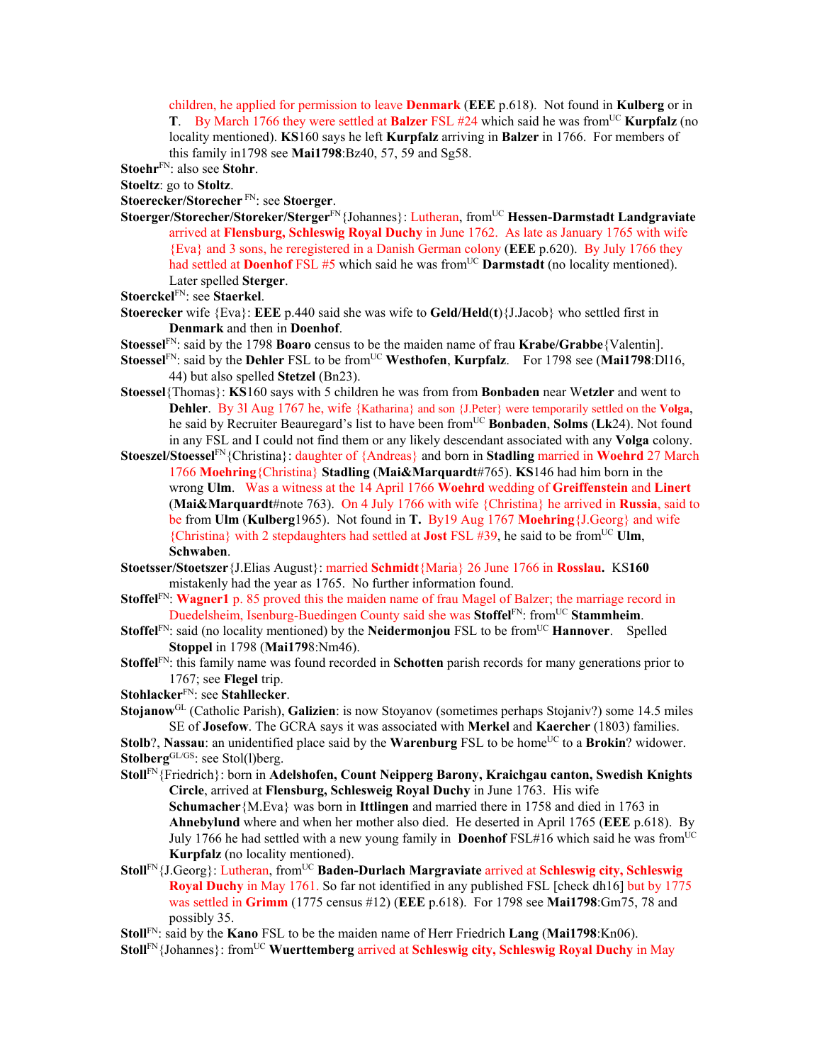children, he applied for permission to leave **Denmark** (**EEE** p.618). Not found in **Kulberg** or in **T**. By March 1766 they were settled at **Balzer** FSL #24 which said he was from[UC] **Kurpfalz** (no locality mentioned). **KS**160 says he left **Kurpfalz** arriving in **Balzer** in 1766. For members of this family in1798 see **Mai1798**:Bz40, 57, 59 and Sg58.

**Stoehr**[FN]: also see **Stohr**.

**Stoeltz**: go to **Stoltz**.

**Stoerecker/Storecher** [FN]: see **Stoerger**.

**Stoerger/Storecher/Storeker/Sterger**[FN]{Johannes}: Lutheran, from[UC] **Hessen-Darmstadt Landgraviate** arrived at **Flensburg, Schleswig Royal Duchy** in June 1762. As late as January 1765 with wife {Eva} and 3 sons, he reregistered in a Danish German colony (**EEE** p.620). By July 1766 they had settled at **Doenhof** FSL #5 which said he was from[UC] **Darmstadt** (no locality mentioned). Later spelled **Sterger**.

**Stoerckel**[FN]: see **Staerkel**.

**Stoerecker** wife {Eva}: **EEE** p.440 said she was wife to **Geld/Held(t)**{J.Jacob} who settled first in **Denmark** and then in **Doenhof**.

**Stoessel**[FN]: said by the 1798 **Boaro** census to be the maiden name of frau **Krabe/Grabbe**{Valentin].

**Stoessel**[FN]: said by the **Dehler** FSL to be from[UC] **Westhofen**, **Kurpfalz**. For 1798 see (**Mai1798**:Dl16, 44) but also spelled **Stetzel** (Bn23).

**Stoessel**{Thomas}: **KS**160 says with 5 children he was from from **Bonbaden** near **Wetzler** and went to **Dehler**. By 3l Aug 1767 he, wife {Katharina} and son {J.Peter} were temporarily settled on the **Volga**, he said by Recruiter Beauregard's list to have been from[UC] **Bonbaden**, **Solms** (**Lk**24). Not found in any FSL and I could not find them or any likely descendant associated with any **Volga** colony.

**Stoeszel/Stoessel**[FN]{Christina}: daughter of {Andreas} and born in **Stadling** married in **Woehrd** 27 March 1766 **Moehring**{Christina} **Stadling** (**Mai&Marquardt**#765). **KS**146 had him born in the wrong **Ulm**. Was a witness at the 14 April 1766 **Woehrd** wedding of **Greiffenstein** and **Linert** (**Mai&Marquardt**#note 763). On 4 July 1766 with wife {Christina} he arrived in **Russia**, said to be from **Ulm** (**Kulberg**1965). Not found in **T.** By19 Aug 1767 **Moehring**{J.Georg} and wife {Christina} with 2 stepdaughters had settled at **Jost** FSL #39, he said to be from[UC] **Ulm**, **Schwaben**.

**Stoetsser/Stoetszer**{J.Elias August}: married **Schmidt**{Maria} 26 June 1766 in **Rosslau.** KS**160** mistakenly had the year as 1765. No further information found.

**Stoffel**[FN]: **Wagner1** p. 85 proved this the maiden name of frau Magel of Balzer; the marriage record in Duedelsheim, Isenburg-Buedingen County said she was **Stoffel**[FN]: from[UC] **Stammheim**.

**Stoffel**[FN]: said (no locality mentioned) by the **Neidermonjou** FSL to be from[UC] **Hannover**. Spelled **Stoppel** in 1798 (**Mai179**8:Nm46).

**Stoffel**[FN]: this family name was found recorded in **Schotten** parish records for many generations prior to 1767; see **Flegel** trip.

**Stohlacker**[FN]: see **Stahllecker**.

**Stojanow**[GL] (Catholic Parish), **Galizien**: is now Stoyanov (sometimes perhaps Stojaniv?) some 14.5 miles SE of **Josefow**. The GCRA says it was associated with **Merkel** and **Kaercher** (1803) families.

**Stolb**?, **Nassau**: an unidentified place said by the **Warenburg** FSL to be home[UC] to a **Brokin**? widower.

**Stolberg**[GL/GS]: see Stol(l)berg.

**Stoll**[FN]{Friedrich}: born in **Adelshofen, Count Neipperg Barony, Kraichgau canton, Swedish Knights Circle**, arrived at **Flensburg, Schlesweig Royal Duchy** in June 1763. His wife **Schumacher**{M.Eva} was born in **Ittlingen** and married there in 1758 and died in 1763 in **Ahnebylund** where and when her mother also died. He deserted in April 1765 (**EEE** p.618). By July 1766 he had settled with a new young family in **Doenhof** FSL#16 which said he was from[UC] **Kurpfalz** (no locality mentioned).

**Stoll**[FN]{J.Georg}: Lutheran, from[UC] **Baden-Durlach Margraviate** arrived at **Schleswig city, Schleswig Royal Duchy** in May 1761. So far not identified in any published FSL [check dh16] but by 1775 was settled in **Grimm** (1775 census #12) (**EEE** p.618). For 1798 see **Mai1798**:Gm75, 78 and possibly 35.

**Stoll**[FN]: said by the **Kano** FSL to be the maiden name of Herr Friedrich **Lang** (**Mai1798**:Kn06).

**Stoll**[FN]{Johannes}: from[UC] **Wuerttemberg** arrived at **Schleswig city, Schleswig Royal Duchy** in May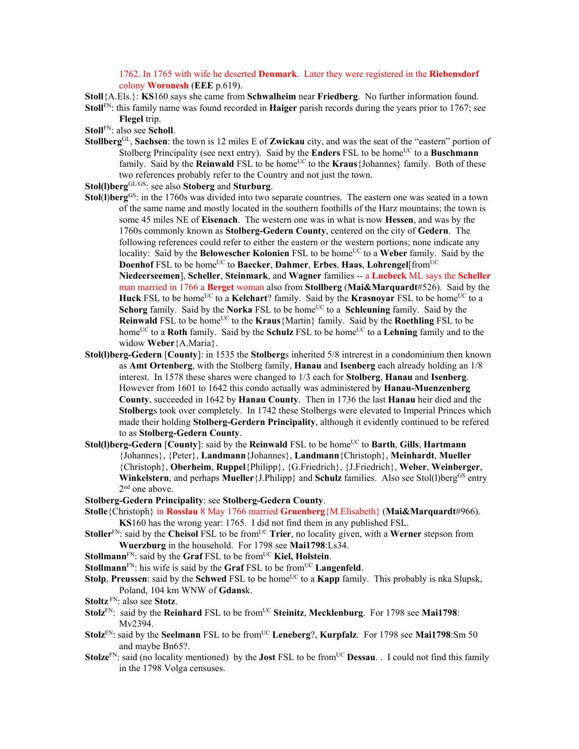1762. In 1765 with wife he deserted **Denmark**. Later they were registered in the **Riebensdorf** colony **Woronesh** (**EEE** p.619).

**Stoll**{A.Els.}: **KS**160 says she came from **Schwalheim** near **Friedberg**. No further information found.

**Stoll**[FN]: this family name was found recorded in **Haiger** parish records during the years prior to 1767; see **Flegel** trip.

**Stoll**[FN]: also see **Scholl**.

**Stollberg**[GL], **Sachsen**: the town is 12 miles E of **Zwickau** city, and was the seat of the "eastern" portion of Stolberg Principality (see next entry). Said by the **Enders** FSL to be home[UC] to a **Buschmann** family. Said by the **Reinwald** FSL to be home[UC] to the **Kraus**{Johannes} family. Both of these two references probably refer to the Country and not just the town.

**Stol(l)berg**[GL/GS]: see also **Stoberg** and **Sturburg**.

**Stol(l)berg**[GS]: in the 1760s was divided into two separate countries. The eastern one was seated in a town of the same name and mostly located in the southern foothills of the Harz mountains; the town is some 45 miles NE of **Eisenach**. The western one was in what is now **Hessen**, and was by the 1760s commonly known as **Stolberg-Gedern County**, centered on the city of **Gedern**. The following references could refer to either the eastern or the western portions; none indicate any locality: Said by the **Belowescher Kolonien** FSL to be home[UC] to a **Weber** family. Said by the **Doenhof** FSL to be home[UC] to **Baecker**, **Dahmer**, **Erbes**, **Haas**, **Lohrengel**[from[UC] **Niedeerseemen**], **Scheller**, **Steinmark**, and **Wagner** families -- a **Luebeck** ML says the **Scheller** man married in 1766 a **Berget** woman also from **Stollberg** (**Mai&Marquardt**#526). Said by the **Huck** FSL to be home[UC] to a **Kelchart**? family. Said by the **Krasnoyar** FSL to be home[UC] to a **Schorg** family. Said by the **Norka** FSL to be home[UC] to a **Schleuning** family. Said by the **Reinwald** FSL to be home[UC] to the **Kraus**{Martin} family. Said by the **Roethling** FSL to be home[UC] to a **Roth** family. Said by the **Schulz** FSL to be home[UC] to a **Lehning** family and to the widow **Weber**{A.Maria}.

**Stol(l)berg-Gedern** [**County**]: in 1535 the **Stolberg**s inherited 5/8 intrerest in a condominium then known as **Amt Ortenberg**, with the Stolberg family, **Hanau** and **Isenberg** each already holding an 1/8 interest. In 1578 these shares were changed to 1/3 each for **Stolberg**, **Hanau** and **Isenberg**. However from 1601 to 1642 this condo actually was administered by **Hanau-Muenzenberg County**, succeeded in 1642 by **Hanau County**. Then in 1736 the last **Hanau** heir died and the **Stolberg**s took over completely. In 1742 these Stolbergs were elevated to Imperial Princes which made their holding **Stolberg-Gerdern Principality**, although it evidently continued to be refered to as **Stolberg-Gedern County**.

**Stol(l)berg-Gedern** [**County**]: said by the **Reinwald** FSL to be home[UC] to **Barth**, **Gills**, **Hartmann** {Johannes}, {Peter}, **Landmann**{Johannes}, **Landmann**{Christoph}, **Meinhardt**, **Mueller** {Christoph}, **Oberheim**, **Ruppel**{Philipp}, {G.Friedrich}, {J.Friedrich}, **Weber**, **Weinberger**, **Winkelstern**, and perhaps **Mueller**{J.Philipp} and **Schulz** families. Also see Stol(l)berg[GS] entry 2[nd] one above.

**Stolberg-Gedern Principality**: see **Stolberg-Gedern County**.

**Stolle**{Christoph} in **Rosslau** 8 May 1766 married **Gruenberg**{M.Elisabeth} (**Mai&Marquardt**#966). **KS**160 has the wrong year: 1765. I did not find them in any published FSL.

**Stoller**[FN]: said by the **Cheisol** FSL to be from[UC] **Trier**, no locality given, with a **Werner** stepson from **Wuerzburg** in the household. For 1798 see **Mai1798**:Ls34.

**Stollmann**[FN]: said by the **Graf** FSL to be from[UC] **Kiel, Holstein**.

**Stollmann**[FN]: his wife is said by the **Graf** FSL to be from[UC] **Langenfeld**.

**Stolp**, **Preussen**: said by the **Schwed** FSL to be home[UC] to a **Kapp** family. This probably is nka Slupsk, Poland, 104 km WNW of **Gdansk**.

**Stoltz**[FN]: also see **Stotz**.

**Stolz**[FN]: said by the **Reinhard** FSL to be from[UC] **Steinitz**, **Mecklenburg**. For 1798 see **Mai1798**: Mv2394.

**Stolz**[FN]: said by the **Seelmann** FSL to be from[UC] **Leneberg**?, **Kurpfalz**. For 1798 see **Mai1798**:Sm 50 and maybe Bn65?.

**Stolze**[FN]: said (no locality mentioned) by the **Jost** FSL to be from[UC] **Dessau**. . I could not find this family in the 1798 Volga censuses.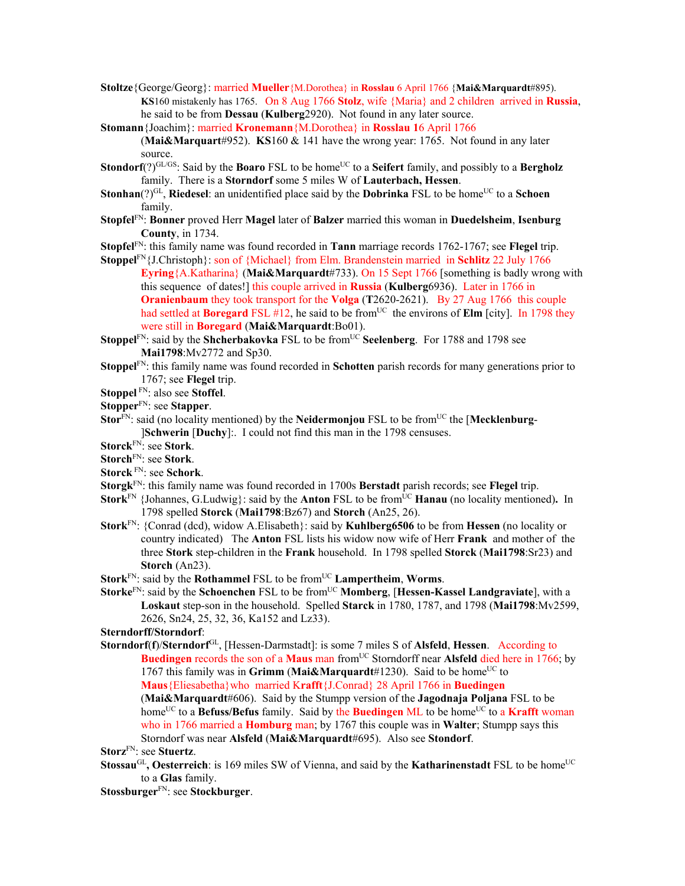**Stoltze**{George/Georg}: married **Mueller**{M.Dorothea} in **Rosslau** 6 April 1766 {**Mai&Marquardt**#895). **KS**160 mistakenly has 1765. On 8 Aug 1766 **Stolz**, wife {Maria} and 2 children arrived in **Russia**, he said to be from **Dessau** (**Kulberg**2920). Not found in any later source.

**Stomann**{Joachim}: married **Kronemann**{M.Dorothea} in **Rosslau** 16 April 1766 (**Mai&Marquart**#952). **KS**160 & 141 have the wrong year: 1765. Not found in any later source.

**Stondorf**(?)[GL/GS]: Said by the **Boaro** FSL to be home[UC] to a **Seifert** family, and possibly to a **Bergholz** family. There is a **Storndorf** some 5 miles W of **Lauterbach, Hessen**.

**Stonhan**(?)[GL], **Riedesel**: an unidentified place said by the **Dobrinka** FSL to be home[UC] to a **Schoen** family.

**Stopfel**[FN]: **Bonner** proved Herr **Magel** later of **Balzer** married this woman in **Duedelsheim**, **Isenburg County**, in 1734.

**Stopfel**[FN]: this family name was found recorded in **Tann** marriage records 1762-1767; see **Flegel** trip.

**Stoppel**[FN]{J.Christoph}: son of {Michael} from Elm. Brandenstein married in **Schlitz** 22 July 1766 **Eyring**{A.Katharina} (**Mai&Marquardt**#733). On 15 Sept 1766 [something is badly wrong with this sequence of dates!] this couple arrived in **Russia** (**Kulberg**6936). Later in 1766 in **Oranienbaum** they took transport for the **Volga** (**T**2620-2621). By 27 Aug 1766 this couple had settled at **Boregard** FSL #12, he said to be from[UC] the environs of **Elm** [city]. In 1798 they were still in **Boregard** (**Mai&Marquardt**:Bo01).

**Stoppel**[FN]: said by the **Shcherbakovka** FSL to be from[UC] **Seelenberg**. For 1788 and 1798 see **Mai1798**:Mv2772 and Sp30.

**Stoppel**[FN]: this family name was found recorded in **Schotten** parish records for many generations prior to 1767; see **Flegel** trip.

**Stoppel** [FN]: also see **Stoffel**.

**Stopper**[FN]: see **Stapper**.

**Stor**[FN]: said (no locality mentioned) by the **Neidermonjou** FSL to be from[UC] the [**Mecklenburg-**]**Schwerin** [**Duchy**]:. I could not find this man in the 1798 censuses.

**Storck**[FN]: see **Stork**.

**Storch**[FN]: see **Stork**.

**Storck** [FN]: see **Schork**.

**Storgk**[FN]: this family name was found recorded in 1700s **Berstadt** parish records; see **Flegel** trip.

**Stork**[FN] {Johannes, G.Ludwig}: said by the **Anton** FSL to be from[UC] **Hanau** (no locality mentioned)**.** In 1798 spelled **Storck** (**Mai1798**:Bz67) and **Storch** (An25, 26).

**Stork**[FN]: {Conrad (dcd), widow A.Elisabeth}: said by **Kuhlberg6506** to be from **Hessen** (no locality or country indicated) The **Anton** FSL lists his widow now wife of Herr **Frank** and mother of the three **Stork** step-children in the **Frank** household. In 1798 spelled **Storck** (**Mai1798**:Sr23) and **Storch** (An23).

**Stork**[FN]: said by the **Rothammel** FSL to be from[UC] **Lampertheim**, **Worms**.

**Storke**[FN]: said by the **Schoenchen** FSL to be from[UC] **Momberg**, [**Hessen-Kassel Landgraviate**], with a **Loskaut** step-son in the household. Spelled **Starck** in 1780, 1787, and 1798 (**Mai1798**:Mv2599, 2626, Sn24, 25, 32, 36, Ka152 and Lz33).

**Sterndorff/Storndorf**:

**Storndorf(f)**/**Sterndorf**[GL], [Hessen-Darmstadt]: is some 7 miles S of **Alsfeld**, **Hessen**. According to **Buedingen** records the son of a **Maus** man from[UC] Storndorff near **Alsfeld** died here in 1766; by 1767 this family was in **Grimm** (**Mai&Marquardt**#1230). Said to be home[UC] to **Maus**{Eliesabetha}who married **Krafft**{J.Conrad} 28 April 1766 in **Buedingen** (**Mai&Marquardt**#606). Said by the Stumpp version of the **Jagodnaja Poljana** FSL to be home[UC] to a **Befuss/Befus** family. Said by the **Buedingen** ML to be home[UC] to a **Krafft** woman who in 1766 married a **Homburg** man; by 1767 this couple was in **Walter**; Stumpp says this Storndorf was near **Alsfeld** (**Mai&Marquardt**#695). Also see **Stondorf**.

**Storz**[FN]: see **Stuertz**.

**Stossau**[GL]**, Oesterreich**: is 169 miles SW of Vienna, and said by the **Katharinenstadt** FSL to be home[UC] to a **Glas** family.

**Stossburger**[FN]: see **Stockburger**.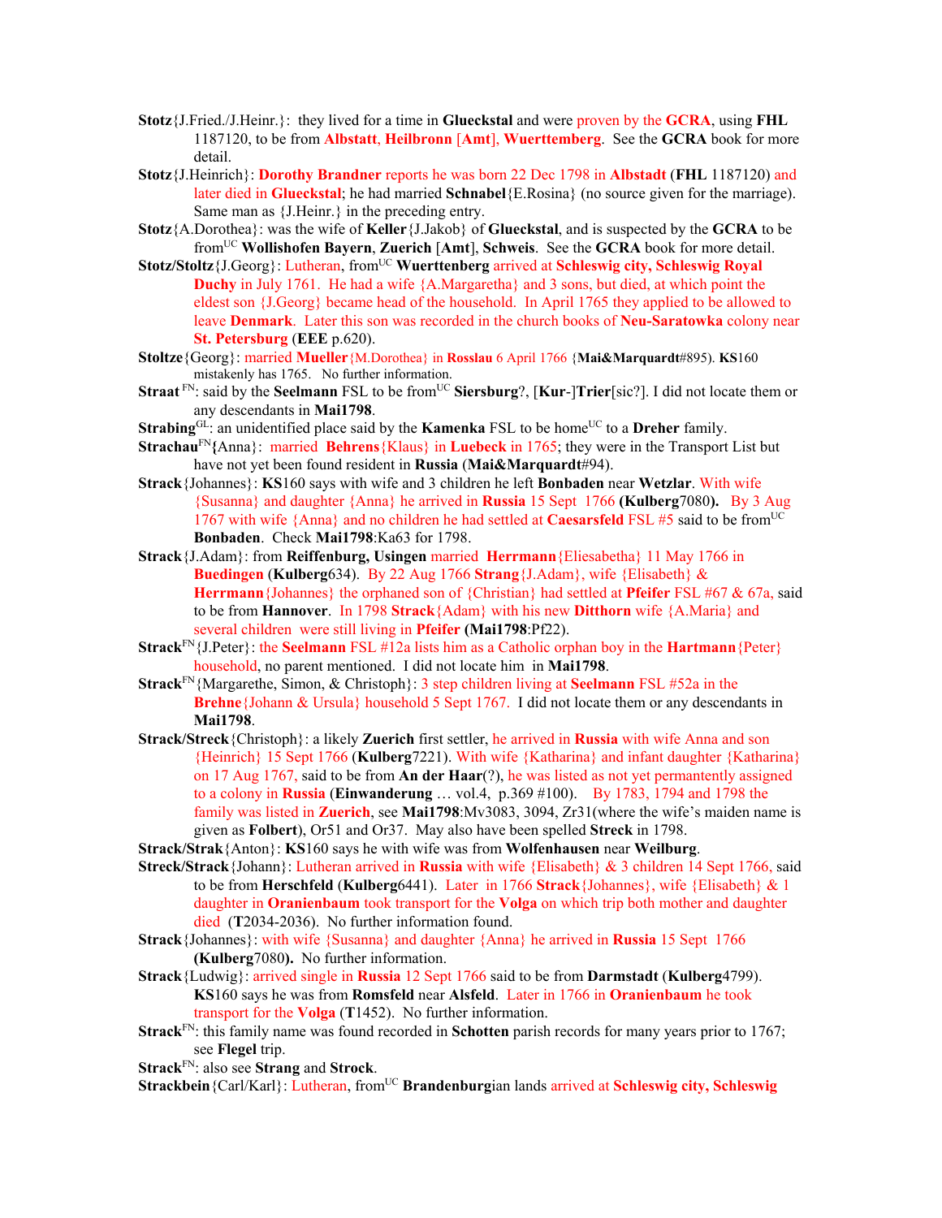**Stotz**{J.Fried./J.Heinr.}: they lived for a time in **Glueckstal** and were proven by the **GCRA**, using **FHL** 1187120, to be from **Albstatt**, **Heilbronn** [**Amt**], **Wuerttemberg**. See the **GCRA** book for more detail.

**Stotz**{J.Heinrich}: **Dorothy Brandner** reports he was born 22 Dec 1798 in **Albstadt** (**FHL** 1187120) and later died in **Glueckstal**; he had married **Schnabel**{E.Rosina} (no source given for the marriage). Same man as {J.Heinr.} in the preceding entry.

**Stotz**{A.Dorothea}: was the wife of **Keller**{J.Jakob} of **Glueckstal**, and is suspected by the **GCRA** to be from[UC] **Wollishofen Bayern**, **Zuerich** [**Amt**], **Schweis**. See the **GCRA** book for more detail.

**Stotz/Stoltz**{J.Georg}: Lutheran, from[UC] **Wuerttenberg** arrived at **Schleswig city, Schleswig Royal Duchy** in July 1761. He had a wife {A.Margaretha} and 3 sons, but died, at which point the eldest son {J.Georg} became head of the household. In April 1765 they applied to be allowed to leave **Denmark**. Later this son was recorded in the church books of **Neu-Saratowka** colony near **St. Petersburg** (**EEE** p.620).

**Stoltze**{Georg}: married **Mueller**{M.Dorothea} in **Rosslau** 6 April 1766 {**Mai&Marquardt**#895). **KS**160 mistakenly has 1765. No further information.

**Straat** [FN]: said by the **Seelmann** FSL to be from[UC] **Siersburg**?, [**Kur**-]**Trier**[sic?]. I did not locate them or any descendants in **Mai1798**.

**Strabing**[GL]: an unidentified place said by the **Kamenka** FSL to be home[UC] to a **Dreher** family.

**Strachau**[FN]{Anna}: married **Behrens**{Klaus} in **Luebeck** in 1765; they were in the Transport List but have not yet been found resident in **Russia** (**Mai&Marquardt**#94).

**Strack**{Johannes}: **KS**160 says with wife and 3 children he left **Bonbaden** near **Wetzlar**. With wife {Susanna} and daughter {Anna} he arrived in **Russia** 15 Sept 1766 **(Kulberg**7080**).** By 3 Aug 1767 with wife {Anna} and no children he had settled at **Caesarsfeld** FSL #5 said to be from[UC] **Bonbaden**. Check **Mai1798**:Ka63 for 1798.

**Strack**{J.Adam}: from **Reiffenburg, Usingen** married **Herrmann**{Eliesabetha} 11 May 1766 in **Buedingen** (**Kulberg**634). By 22 Aug 1766 **Strang**{J.Adam}, wife {Elisabeth} & **Herrmann**{Johannes} the orphaned son of {Christian} had settled at **Pfeifer** FSL #67 & 67a, said to be from **Hannover**. In 1798 **Strack**{Adam} with his new **Ditthorn** wife {A.Maria} and several children were still living in **Pfeifer** **(Mai1798**:Pf22).

**Strack**[FN]{J.Peter}: the **Seelmann** FSL #12a lists him as a Catholic orphan boy in the **Hartmann**{Peter} household, no parent mentioned. I did not locate him in **Mai1798**.

**Strack**[FN]{Margarethe, Simon, & Christoph}: 3 step children living at **Seelmann** FSL #52a in the **Brehne**{Johann & Ursula} household 5 Sept 1767. I did not locate them or any descendants in **Mai1798**.

**Strack/Streck**{Christoph}: a likely **Zuerich** first settler, he arrived in **Russia** with wife Anna and son {Heinrich} 15 Sept 1766 (**Kulberg**7221). With wife {Katharina} and infant daughter {Katharina} on 17 Aug 1767, said to be from **An der Haar**(?), he was listed as not yet permanently assigned to a colony in **Russia** (**Einwanderung** … vol.4, p.369 #100). By 1783, 1794 and 1798 the family was listed in **Zuerich**, see **Mai1798**:Mv3083, 3094, Zr31(where the wife's maiden name is given as **Folbert**), Or51 and Or37. May also have been spelled **Streck** in 1798.

**Strack/Strak**{Anton}: **KS**160 says he with wife was from **Wolfenhausen** near **Weilburg**.

**Streck/Strack**{Johann}: Lutheran arrived in **Russia** with wife {Elisabeth} & 3 children 14 Sept 1766, said to be from **Herschfeld** (**Kulberg**6441). Later in 1766 **Strack**{Johannes}, wife {Elisabeth} & 1 daughter in **Oranienbaum** took transport for the **Volga** on which trip both mother and daughter died (**T**2034-2036). No further information found.

**Strack**{Johannes}: with wife {Susanna} and daughter {Anna} he arrived in **Russia** 15 Sept 1766 **(Kulberg**7080**).** No further information.

**Strack**{Ludwig}: arrived single in **Russia** 12 Sept 1766 said to be from **Darmstadt** (**Kulberg**4799). **KS**160 says he was from **Romsfeld** near **Alsfeld**. Later in 1766 in **Oranienbaum** he took transport for the **Volga** (**T**1452). No further information.

**Strack**[FN]: this family name was found recorded in **Schotten** parish records for many years prior to 1767; see **Flegel** trip.

**Strack**[FN]: also see **Strang** and **Strock**.

**Strackbein**{Carl/Karl}: Lutheran, from[UC] **Brandenburg**ian lands arrived at **Schleswig city, Schleswig**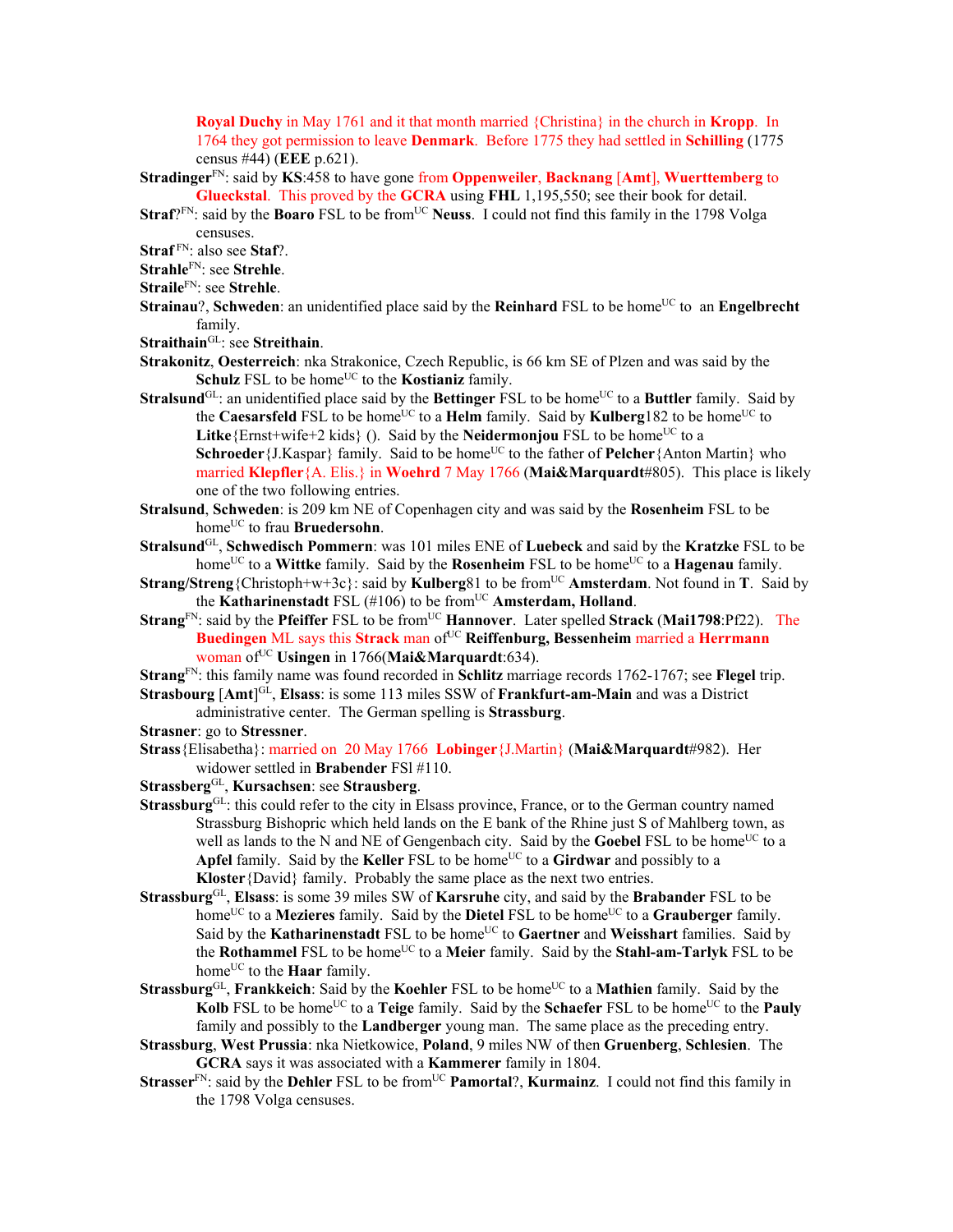**Royal Duchy** in May 1761 and it that month married {Christina} in the church in **Kropp**. In 1764 they got permission to leave **Denmark**. Before 1775 they had settled in **Schilling** (1775 census #44) (**EEE** p.621).

**Stradinger**[FN]: said by **KS**:458 to have gone from **Oppenweiler**, **Backnang** [**Amt**], **Wuerttemberg** to **Glueckstal**. This proved by the **GCRA** using **FHL** 1,195,550; see their book for detail.

**Straf**?[FN]: said by the **Boaro** FSL to be from[UC] **Neuss**. I could not find this family in the 1798 Volga censuses.

**Straf** [FN]: also see **Staf**?.

**Strahle**[FN]: see **Strehle**.

**Straile**[FN]: see **Strehle**.

**Strainau**?, **Schweden**: an unidentified place said by the **Reinhard** FSL to be home[UC] to an **Engelbrecht** family.

**Straithain**[GL]: see **Streithain**.

**Strakonitz**, **Oesterreich**: nka Strakonice, Czech Republic, is 66 km SE of Plzen and was said by the **Schulz** FSL to be home[UC] to the **Kostianiz** family.

**Stralsund**[GL]: an unidentified place said by the **Bettinger** FSL to be home[UC] to a **Buttler** family. Said by the **Caesarsfeld** FSL to be home[UC] to a **Helm** family. Said by **Kulberg**182 to be home[UC] to **Litke**{Ernst+wife+2 kids} (). Said by the **Neidermonjou** FSL to be home[UC] to a **Schroeder**{J.Kaspar} family. Said to be home[UC] to the father of **Pelcher**{Anton Martin} who married **Klepfler**{A. Elis.} in **Woehrd** 7 May 1766 (**Mai&Marquardt**#805). This place is likely one of the two following entries.

**Stralsund**, **Schweden**: is 209 km NE of Copenhagen city and was said by the **Rosenheim** FSL to be home[UC] to frau **Bruedersohn**.

**Stralsund**[GL], **Schwedisch Pommern**: was 101 miles ENE of **Luebeck** and said by the **Kratzke** FSL to be home[UC] to a **Wittke** family. Said by the **Rosenheim** FSL to be home[UC] to a **Hagenau** family.

**Strang/Streng**{Christoph+w+3c}: said by **Kulberg**81 to be from[UC] **Amsterdam**. Not found in **T**. Said by the **Katharinenstadt** FSL (#106) to be from[UC] **Amsterdam, Holland**.

**Strang**[FN]: said by the **Pfeiffer** FSL to be from[UC] **Hannover**. Later spelled **Strack** (**Mai1798**:Pf22). The **Buedingen** ML says this **Strack** man of[UC] **Reiffenburg, Bessenheim** married a **Herrmann** woman of[UC] **Usingen** in 1766(**Mai&Marquardt**:634).

**Strang**[FN]: this family name was found recorded in **Schlitz** marriage records 1762-1767; see **Flegel** trip.

**Strasbourg** [**Amt**][GL], **Elsass**: is some 113 miles SSW of **Frankfurt-am-Main** and was a District administrative center. The German spelling is **Strassburg**.

**Strasner**: go to **Stressner**.

**Strass**{Elisabetha}: married on 20 May 1766 **Lobinger**{J.Martin} (**Mai&Marquardt**#982). Her widower settled in **Brabender** FSl #110.

**Strassberg**[GL], **Kursachsen**: see **Strausberg**.

**Strassburg**[GL]: this could refer to the city in Elsass province, France, or to the German country named Strassburg Bishopric which held lands on the E bank of the Rhine just S of Mahlberg town, as well as lands to the N and NE of Gengenbach city. Said by the **Goebel** FSL to be home[UC] to a **Apfel** family. Said by the **Keller** FSL to be home[UC] to a **Girdwar** and possibly to a **Kloster**{David} family. Probably the same place as the next two entries.

**Strassburg**[GL], **Elsass**: is some 39 miles SW of **Karsruhe** city, and said by the **Brabander** FSL to be home[UC] to a **Mezieres** family. Said by the **Dietel** FSL to be home[UC] to a **Grauberger** family. Said by the **Katharinenstadt** FSL to be home[UC] to **Gaertner** and **Weisshart** families. Said by the **Rothammel** FSL to be home[UC] to a **Meier** family. Said by the **Stahl-am-Tarlyk** FSL to be home[UC] to the **Haar** family.

**Strassburg**[GL], **Frankkeich**: Said by the **Koehler** FSL to be home[UC] to a **Mathien** family. Said by the **Kolb** FSL to be home[UC] to a **Teige** family. Said by the **Schaefer** FSL to be home[UC] to the **Pauly** family and possibly to the **Landberger** young man. The same place as the preceding entry.

**Strassburg**, **West Prussia**: nka Nietkowice, **Poland**, 9 miles NW of then **Gruenberg**, **Schlesien**. The **GCRA** says it was associated with a **Kammerer** family in 1804.

**Strasser**[FN]: said by the **Dehler** FSL to be from[UC] **Pamortal**?, **Kurmainz**. I could not find this family in the 1798 Volga censuses.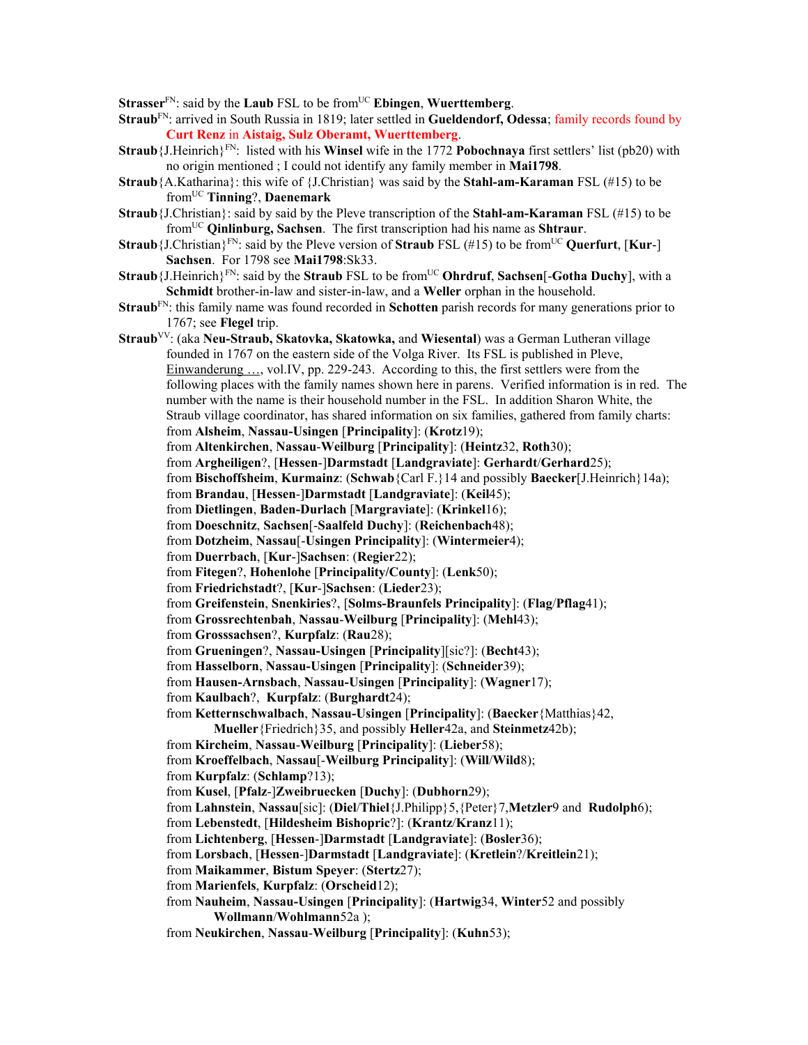**Strasser**[FN]: said by the **Laub** FSL to be from[UC] **Ebingen**, **Wuerttemberg**.

**Straub**[FN]: arrived in South Russia in 1819; later settled in **Gueldendorf, Odessa**; family records found by **Curt Renz** in **Aistaig, Sulz Oberamt, Wuerttemberg**.

**Straub**{J.Heinrich}[FN]: listed with his **Winsel** wife in the 1772 **Pobochnaya** first settlers' list (pb20) with no origin mentioned ; I could not identify any family member in **Mai1798**.

**Straub**{A.Katharina}: this wife of {J.Christian} was said by the **Stahl-am-Karaman** FSL (#15) to be from[UC] **Tinning**?, **Daenemark**

**Straub**{J.Christian}: said by said by the Pleve transcription of the **Stahl-am-Karaman** FSL (#15) to be from[UC] **Qinlinburg, Sachsen**. The first transcription had his name as **Shtraur**.

**Straub**{J.Christian}[FN]: said by the Pleve version of **Straub** FSL (#15) to be from[UC] **Querfurt**, [**Kur**-] **Sachsen**. For 1798 see **Mai1798**:Sk33.

**Straub**{J.Heinrich}[FN]: said by the **Straub** FSL to be from[UC] **Ohrdruf**, **Sachsen**[-**Gotha Duchy**], with a **Schmidt** brother-in-law and sister-in-law, and a **Weller** orphan in the household.

**Straub**[FN]: this family name was found recorded in **Schotten** parish records for many generations prior to 1767; see **Flegel** trip.

**Straub**[VV]: (aka **Neu-Straub, Skatovka, Skatowka,** and **Wiesental**) was a German Lutheran village founded in 1767 on the eastern side of the Volga River. Its FSL is published in Pleve, Einwanderung …, vol.IV, pp. 229-243. According to this, the first settlers were from the following places with the family names shown here in parens. Verified information is in red. The number with the name is their household number in the FSL. In addition Sharon White, the Straub village coordinator, has shared information on six families, gathered from family charts:

from **Alsheim**, **Nassau-Usingen** [**Principality**]: (**Krotz**19);
from **Altenkirchen**, **Nassau-Weilburg** [**Principality**]: (**Heintz**32, **Roth**30);
from **Argheiligen**?, [**Hessen**-]**Darmstadt** [**Landgraviate**]: **Gerhardt**/**Gerhard**25);
from **Bischoffsheim**, **Kurmainz**: (**Schwab**{Carl F.}14 and possibly **Baecker**[J.Heinrich}14a);
from **Brandau**, [**Hessen**-]**Darmstadt** [**Landgraviate**]: (**Keil**45);
from **Dietlingen**, **Baden-Durlach** [**Margraviate**]: (**Krinkel**16);
from **Doeschnitz**, **Sachsen**[-**Saalfeld Duchy**]: (**Reichenbach**48);
from **Dotzheim**, **Nassau**[-**Usingen Principality**]: (**Wintermeier**4);
from **Duerrbach**, [**Kur**-]**Sachsen**: (**Regier**22);
from **Fitegen**?, **Hohenlohe** [**Principality/County**]: (**Lenk**50);
from **Friedrichstadt**?, [**Kur**-]**Sachsen**: (**Lieder**23);
from **Greifenstein**, **Snenkiries**?, [**Solms-Braunfels Principality**]: (**Flag**/**Pflag**41);
from **Grossrechtenbah**, **Nassau**-**Weilburg** [**Principality**]: (**Mehl**43);
from **Grosssachsen**?, **Kurpfalz**: (**Rau**28);
from **Grueningen**?, **Nassau-Usingen** [**Principality**][sic?]: (**Becht**43);
from **Hasselborn**, **Nassau-Usingen** [**Principality**]: (**Schneider**39);
from **Hausen-Arnsbach**, **Nassau-Usingen** [**Principality**]: (**Wagner**17);
from **Kaulbach**?, **Kurpfalz**: (**Burghardt**24);
from **Ketternschwalbach**, **Nassau-Usingen** [**Principality**]: (**Baecker**{Matthias}42, **Mueller**{Friedrich}35, and possibly **Heller**42a, and **Steinmetz**42b);
from **Kircheim**, **Nassau-Weilburg** [**Principality**]: (**Lieber**58);
from **Kroeffelbach**, **Nassau**[-**Weilburg Principality**]: (**Will**/**Wild**8);
from **Kurpfalz**: (**Schlamp**?13);
from **Kusel**, [**Pfalz**-]**Zweibruecken** [**Duchy**]: (**Dubhorn**29);
from **Lahnstein**, **Nassau**[sic]: (**Diel**/**Thiel**{J.Philipp}5,{Peter}7,**Metzler**9 and **Rudolph**6);
from **Lebenstedt**, [**Hildesheim Bishopric**?]: (**Krantz**/**Kranz**11);
from **Lichtenberg**, [**Hessen**-]**Darmstadt** [**Landgraviate**]: (**Bosler**36);
from **Lorsbach**, [**Hessen**-]**Darmstadt** [**Landgraviate**]: (**Kretlein**?/**Kreitlein**21);
from **Maikammer**, **Bistum Speyer**: (**Stertz**27);
from **Marienfels**, **Kurpfalz**: (**Orscheid**12);
from **Nauheim**, **Nassau-Usingen** [**Principality**]: (**Hartwig**34, **Winter**52 and possibly **Wollmann**/**Wohlmann**52a );
from **Neukirchen**, **Nassau-Weilburg** [**Principality**]: (**Kuhn**53);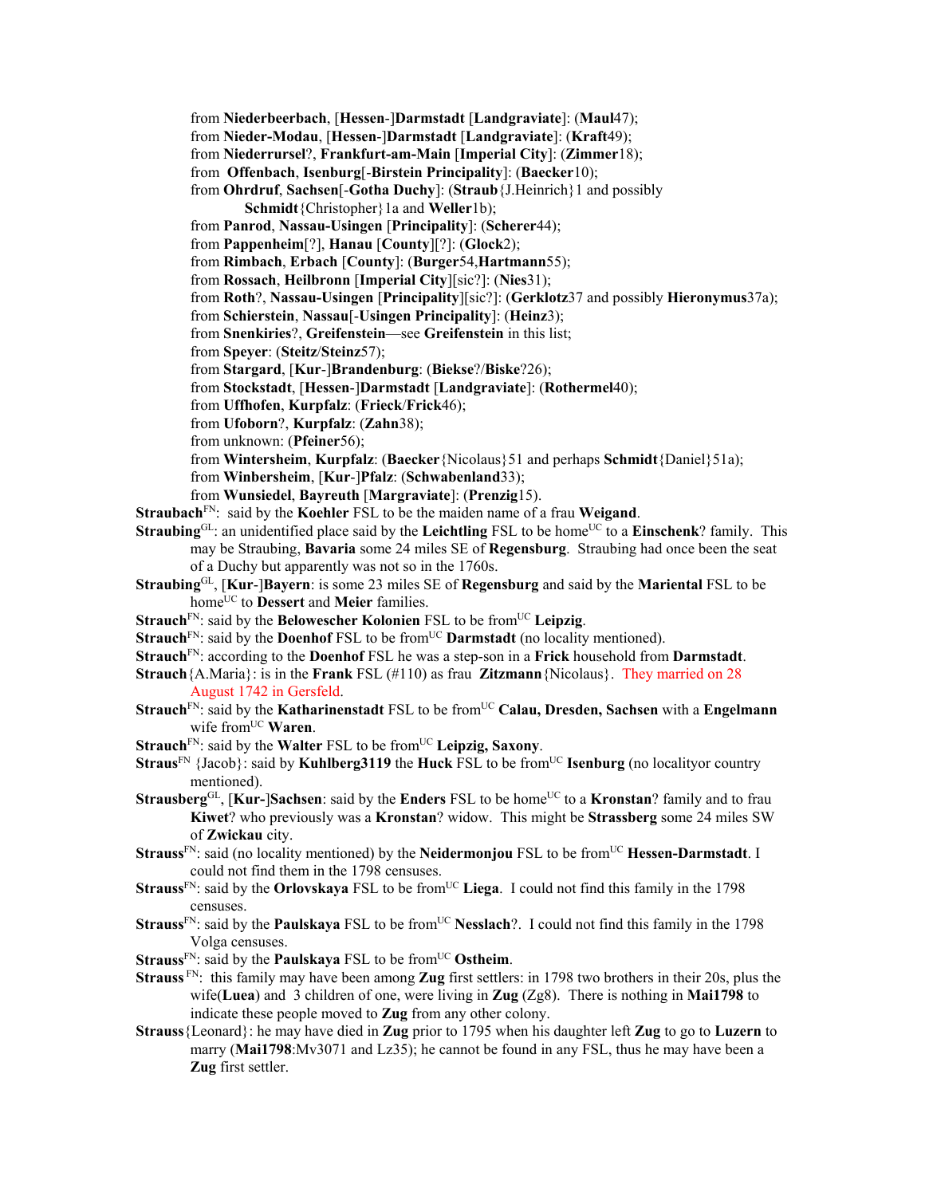from **Niederbeerbach**, [**Hessen**-]**Darmstadt** [**Landgraviate**]: (**Maul**47);
from **Nieder-Modau**, [**Hessen**-]**Darmstadt** [**Landgraviate**]: (**Kraft**49);
from **Niederrursel**?, **Frankfurt-am-Main** [**Imperial City**]: (**Zimmer**18);
from **Offenbach**, **Isenburg**[-**Birstein Principality**]: (**Baecker**10);
from **Ohrdruf**, **Sachsen**[-**Gotha Duchy**]: (**Straub**{J.Heinrich}1 and possibly **Schmidt**{Christopher}1a and **Weller**1b);
from **Panrod**, **Nassau-Usingen** [**Principality**]: (**Scherer**44);
from **Pappenheim**[?], **Hanau** [**County**][?]: (**Glock**2);
from **Rimbach**, **Erbach** [**County**]: (**Burger**54,**Hartmann**55);
from **Rossach**, **Heilbronn** [**Imperial City**][sic?]: (**Nies**31);
from **Roth**?, **Nassau-Usingen** [**Principality**][sic?]: (**Gerklotz**37 and possibly **Hieronymus**37a);
from **Schierstein**, **Nassau**[-**Usingen Principality**]: (**Heinz**3);
from **Snenkiries**?, **Greifenstein**—see **Greifenstein** in this list;
from **Speyer**: (**Steitz**/**Steinz**57);
from **Stargard**, [**Kur**-]**Brandenburg**: (**Biekse**?/**Biske**?26);
from **Stockstadt**, [**Hessen**-]**Darmstadt** [**Landgraviate**]: (**Rothermel**40);
from **Uffhofen**, **Kurpfalz**: (**Frieck**/**Frick**46);
from **Ufoborn**?, **Kurpfalz**: (**Zahn**38);
from unknown: (**Pfeiner**56);
from **Wintersheim**, **Kurpfalz**: (**Baecker**{Nicolaus}51 and perhaps **Schmidt**{Daniel}51a);
from **Winbersheim**, [**Kur**-]**Pfalz**: (**Schwabenland**33);
from **Wunsiedel**, **Bayreuth** [**Margraviate**]: (**Prenzig**15).

**Straubach**FN: said by the **Koehler** FSL to be the maiden name of a frau **Weigand**.

**Straubing**GL: an unidentified place said by the **Leichtling** FSL to be homeUC to a **Einschenk**? family. This may be Straubing, **Bavaria** some 24 miles SE of **Regensburg**. Straubing had once been the seat of a Duchy but apparently was not so in the 1760s.

**Straubing**GL, [**Kur**-]**Bayern**: is some 23 miles SE of **Regensburg** and said by the **Mariental** FSL to be homeUC to **Dessert** and **Meier** families.

**Strauch**FN: said by the **Belowescher Kolonien** FSL to be fromUC **Leipzig**.

**Strauch**FN: said by the **Doenhof** FSL to be fromUC **Darmstadt** (no locality mentioned).

**Strauch**FN: according to the **Doenhof** FSL he was a step-son in a **Frick** household from **Darmstadt**.

**Strauch**{A.Maria}: is in the **Frank** FSL (#110) as frau **Zitzmann**{Nicolaus}. They married on 28 August 1742 in Gersfeld.

**Strauch**FN: said by the **Katharinenstadt** FSL to be fromUC **Calau, Dresden, Sachsen** with a **Engelmann** wife fromUC **Waren**.

**Strauch**FN: said by the **Walter** FSL to be fromUC **Leipzig, Saxony**.

**Straus**FN {Jacob}: said by **Kuhlberg3119** the **Huck** FSL to be fromUC **Isenburg** (no localityor country mentioned).

**Strausberg**GL, [**Kur-**]**Sachsen**: said by the **Enders** FSL to be homeUC to a **Kronstan**? family and to frau **Kiwet**? who previously was a **Kronstan**? widow. This might be **Strassberg** some 24 miles SW of **Zwickau** city.

**Strauss**FN: said (no locality mentioned) by the **Neidermonjou** FSL to be fromUC **Hessen-Darmstadt**. I could not find them in the 1798 censuses.

**Strauss**FN: said by the **Orlovskaya** FSL to be fromUC **Liega**. I could not find this family in the 1798 censuses.

**Strauss**FN: said by the **Paulskaya** FSL to be fromUC **Nesslach**?. I could not find this family in the 1798 Volga censuses.

**Strauss**FN: said by the **Paulskaya** FSL to be fromUC **Ostheim**.

**Strauss** FN: this family may have been among **Zug** first settlers: in 1798 two brothers in their 20s, plus the wife(**Luea**) and 3 children of one, were living in **Zug** (Zg8). There is nothing in **Mai1798** to indicate these people moved to **Zug** from any other colony.

**Strauss**{Leonard}: he may have died in **Zug** prior to 1795 when his daughter left **Zug** to go to **Luzern** to marry (**Mai1798**:Mv3071 and Lz35); he cannot be found in any FSL, thus he may have been a **Zug** first settler.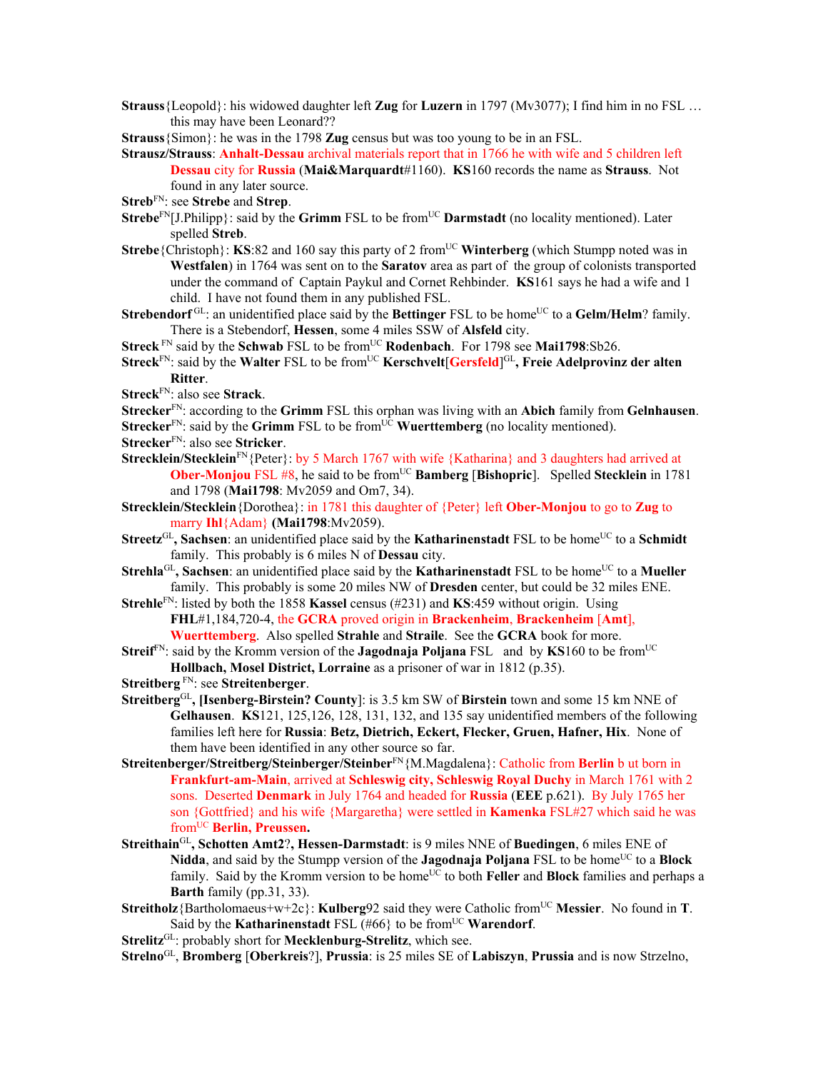**Strauss**{Leopold}: his widowed daughter left **Zug** for **Luzern** in 1797 (Mv3077); I find him in no FSL … this may have been Leonard??

**Strauss**{Simon}: he was in the 1798 **Zug** census but was too young to be in an FSL.

**Strausz/Strauss**: **Anhalt-Dessau** archival materials report that in 1766 he with wife and 5 children left **Dessau** city for **Russia** (**Mai&Marquardt**#1160). **KS**160 records the name as **Strauss**. Not found in any later source.

**Streb**[FN]: see **Strebe** and **Strep**.

**Strebe**[FN][J.Philipp}: said by the **Grimm** FSL to be from[UC] **Darmstadt** (no locality mentioned). Later spelled **Streb**.

**Strebe**{Christoph}: **KS**:82 and 160 say this party of 2 from[UC] **Winterberg** (which Stumpp noted was in **Westfalen**) in 1764 was sent on to the **Saratov** area as part of the group of colonists transported under the command of Captain Paykul and Cornet Rehbinder. **KS**161 says he had a wife and 1 child. I have not found them in any published FSL.

**Strebendorf** [GL]: an unidentified place said by the **Bettinger** FSL to be home[UC] to a **Gelm/Helm**? family. There is a Stebendorf, **Hessen**, some 4 miles SSW of **Alsfeld** city.

**Streck** [FN] said by the **Schwab** FSL to be from[UC] **Rodenbach**. For 1798 see **Mai1798**:Sb26.

**Streck**[FN]: said by the **Walter** FSL to be from[UC] **Kerschvelt**[**Gersfeld**][GL]**, Freie Adelprovinz der alten Ritter**.

**Streck**[FN]: also see **Strack**.

**Strecker**[FN]: according to the **Grimm** FSL this orphan was living with an **Abich** family from **Gelnhausen**.

**Strecker**[FN]: said by the **Grimm** FSL to be from[UC] **Wuerttemberg** (no locality mentioned).

**Strecker**[FN]: also see **Stricker**.

**Strecklein/Stecklein**[FN]{Peter}: by 5 March 1767 with wife {Katharina} and 3 daughters had arrived at **Ober-Monjou** FSL #8, he said to be from[UC] **Bamberg** [**Bishopric**]. Spelled **Stecklein** in 1781 and 1798 (**Mai1798**: Mv2059 and Om7, 34).

**Strecklein/Stecklein**{Dorothea}: in 1781 this daughter of {Peter} left **Ober-Monjou** to go to **Zug** to marry **Ihl**{Adam} **(Mai1798**:Mv2059).

**Streetz**[GL]**, Sachsen**: an unidentified place said by the **Katharinenstadt** FSL to be home[UC] to a **Schmidt** family. This probably is 6 miles N of **Dessau** city.

**Strehla**[GL]**, Sachsen**: an unidentified place said by the **Katharinenstadt** FSL to be home[UC] to a **Mueller** family. This probably is some 20 miles NW of **Dresden** center, but could be 32 miles ENE.

**Strehle**[FN]: listed by both the 1858 **Kassel** census (#231) and **KS**:459 without origin. Using **FHL**#1,184,720-4, the **GCRA** proved origin in **Brackenheim**, **Brackenheim** [**Amt**], **Wuerttemberg**. Also spelled **Strahle** and **Straile**. See the **GCRA** book for more.

**Streif**[FN]: said by the Kromm version of the **Jagodnaja Poljana** FSL and by **KS**160 to be from[UC] **Hollbach, Mosel District, Lorraine** as a prisoner of war in 1812 (p.35).

**Streitberg** [FN]: see **Streitenberger**.

**Streitberg**[GL]**, [Isenberg-Birstein? County**]: is 3.5 km SW of **Birstein** town and some 15 km NNE of **Gelhausen**. **KS**121, 125,126, 128, 131, 132, and 135 say unidentified members of the following families left here for **Russia**: **Betz, Dietrich, Eckert, Flecker, Gruen, Hafner, Hix**. None of them have been identified in any other source so far.

**Streitenberger/Streitberg/Steinberger/Steinber**[FN]{M.Magdalena}: Catholic from **Berlin** b ut born in **Frankfurt-am-Main**, arrived at **Schleswig city, Schleswig Royal Duchy** in March 1761 with 2 sons. Deserted **Denmark** in July 1764 and headed for **Russia** (**EEE** p.621). By July 1765 her son {Gottfried} and his wife {Margaretha} were settled in **Kamenka** FSL#27 which said he was from[UC] **Berlin, Preussen.**

**Streithain**[GL]**, Schotten Amt2?, Hessen-Darmstadt**: is 9 miles NNE of **Buedingen**, 6 miles ENE of **Nidda**, and said by the Stumpp version of the **Jagodnaja Poljana** FSL to be home[UC] to a **Block** family. Said by the Kromm version to be home[UC] to both **Feller** and **Block** families and perhaps a **Barth** family (pp.31, 33).

**Streitholz**{Bartholomaeus+w+2c}: **Kulberg**92 said they were Catholic from[UC] **Messier**. No found in **T**. Said by the **Katharinenstadt** FSL (#66} to be from[UC] **Warendorf**.

**Strelitz**[GL]: probably short for **Mecklenburg-Strelitz**, which see.

**Strelno**[GL], **Bromberg** [**Oberkreis**?], **Prussia**: is 25 miles SE of **Labiszyn**, **Prussia** and is now Strzelno,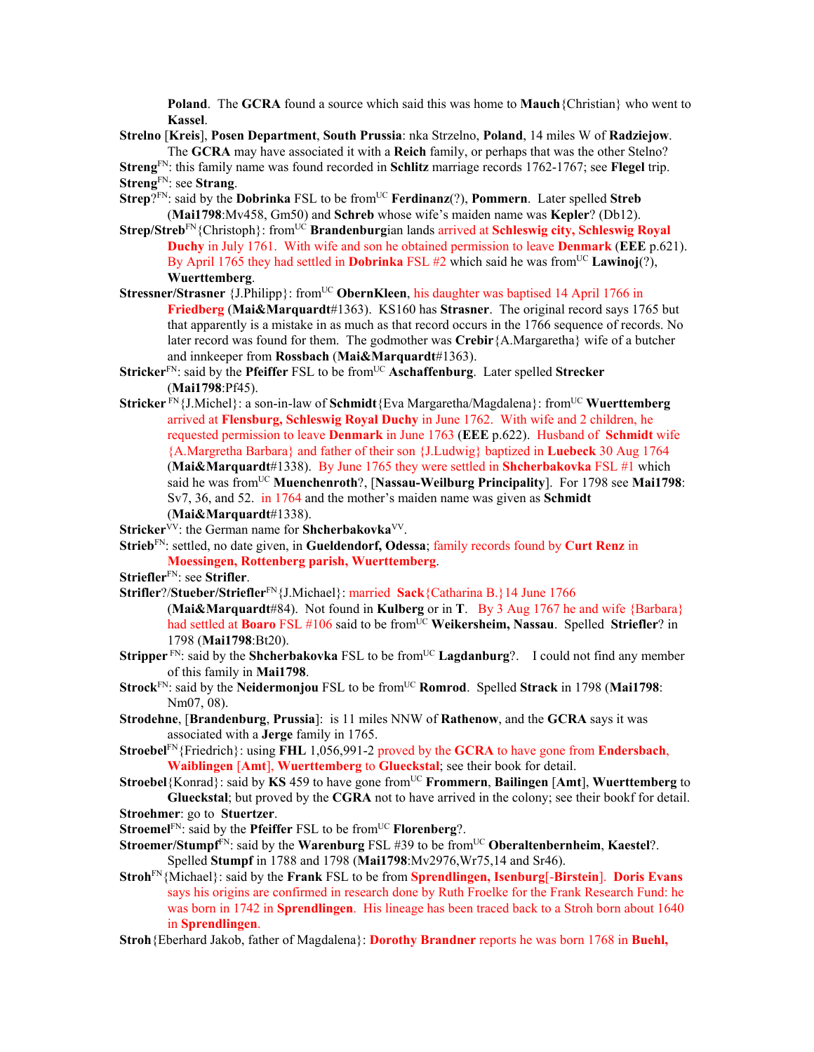**Poland**. The **GCRA** found a source which said this was home to **Mauch**{Christian} who went to **Kassel**.

**Strelno** [**Kreis**], **Posen Department**, **South Prussia**: nka Strzelno, **Poland**, 14 miles W of **Radziejow**. The **GCRA** may have associated it with a **Reich** family, or perhaps that was the other Stelno?

**Streng**FN: this family name was found recorded in **Schlitz** marriage records 1762-1767; see **Flegel** trip.

**Streng**FN: see **Strang**.

**Strep**?FN: said by the **Dobrinka** FSL to be fromUC **Ferdinanz**(?), **Pommern**. Later spelled **Streb** (**Mai1798**:Mv458, Gm50) and **Schreb** whose wife's maiden name was **Kepler**? (Db12).

**Strep/Streb**FN{Christoph}: fromUC **Brandenburg**ian lands arrived at **Schleswig city, Schleswig Royal Duchy** in July 1761. With wife and son he obtained permission to leave **Denmark** (**EEE** p.621). By April 1765 they had settled in **Dobrinka** FSL #2 which said he was fromUC **Lawinoj**(?), **Wuerttemberg**.

**Stressner/Strasner** {J.Philipp}: fromUC **ObernKleen**, his daughter was baptised 14 April 1766 in **Friedberg** (**Mai&Marquardt**#1363). KS160 has **Strasner**. The original record says 1765 but that apparently is a mistake in as much as that record occurs in the 1766 sequence of records. No later record was found for them. The godmother was **Crebir**{A.Margaretha} wife of a butcher and innkeeper from **Rossbach** (**Mai&Marquardt**#1363).

**Stricker**FN: said by the **Pfeiffer** FSL to be fromUC **Aschaffenburg**. Later spelled **Strecker** (**Mai1798**:Pf45).

**Stricker** FN{J.Michel}: a son-in-law of **Schmidt**{Eva Margaretha/Magdalena}: fromUC **Wuerttemberg** arrived at **Flensburg, Schleswig Royal Duchy** in June 1762. With wife and 2 children, he requested permission to leave **Denmark** in June 1763 (**EEE** p.622). Husband of **Schmidt** wife {A.Margretha Barbara} and father of their son {J.Ludwig} baptized in **Luebeck** 30 Aug 1764 (**Mai&Marquardt**#1338). By June 1765 they were settled in **Shcherbakovka** FSL #1 which said he was fromUC **Muenchenroth**?, [**Nassau-Weilburg Principality**]. For 1798 see **Mai1798**: Sv7, 36, and 52. in 1764 and the mother's maiden name was given as **Schmidt** (**Mai&Marquardt**#1338).

**Stricker**VV: the German name for **Shcherbakovka**VV.

**Strieb**FN: settled, no date given, in **Gueldendorf, Odessa**; family records found by **Curt Renz** in **Moessingen, Rottenberg parish, Wuerttemberg**.

**Striefler**FN: see **Strifler**.

**Strifler**?/**Stueber/Striefler**FN{J.Michael}: married **Sack**{Catharina B.}14 June 1766 (**Mai&Marquardt**#84). Not found in **Kulberg** or in **T**. By 3 Aug 1767 he and wife {Barbara} had settled at **Boaro** FSL #106 said to be fromUC **Weikersheim, Nassau**. Spelled **Striefler**? in 1798 (**Mai1798**:Bt20).

**Stripper** FN: said by the **Shcherbakovka** FSL to be fromUC **Lagdanburg**?. I could not find any member of this family in **Mai1798**.

**Strock**FN: said by the **Neidermonjou** FSL to be fromUC **Romrod**. Spelled **Strack** in 1798 (**Mai1798**: Nm07, 08).

**Strodehne**, [**Brandenburg**, **Prussia**]: is 11 miles NNW of **Rathenow**, and the **GCRA** says it was associated with a **Jerge** family in 1765.

**Stroebel**FN{Friedrich}: using **FHL** 1,056,991-2 proved by the **GCRA** to have gone from **Endersbach, Waiblingen** [**Amt**], **Wuerttemberg** to **Glueckstal**; see their book for detail.

**Stroebel**{Konrad}: said by **KS** 459 to have gone fromUC **Frommern**, **Bailingen** [**Amt**], **Wuerttemberg** to **Glueckstal**; but proved by the **CGRA** not to have arrived in the colony; see their bookf for detail.

**Stroehmer**: go to **Stuertzer**.

**Stroemel**FN: said by the **Pfeiffer** FSL to be fromUC **Florenberg**?.

**Stroemer/Stumpf**FN: said by the **Warenburg** FSL #39 to be fromUC **Oberaltenbernheim**, **Kaestel**?. Spelled **Stumpf** in 1788 and 1798 (**Mai1798**:Mv2976,Wr75,14 and Sr46).

**Stroh**FN{Michael}: said by the **Frank** FSL to be from **Sprendlingen, Isenburg**[-**Birstein**]. **Doris Evans** says his origins are confirmed in research done by Ruth Froelke for the Frank Research Fund: he was born in 1742 in **Sprendlingen**. His lineage has been traced back to a Stroh born about 1640 in **Sprendlingen**.

**Stroh**{Eberhard Jakob, father of Magdalena}: **Dorothy Brandner** reports he was born 1768 in **Buehl,**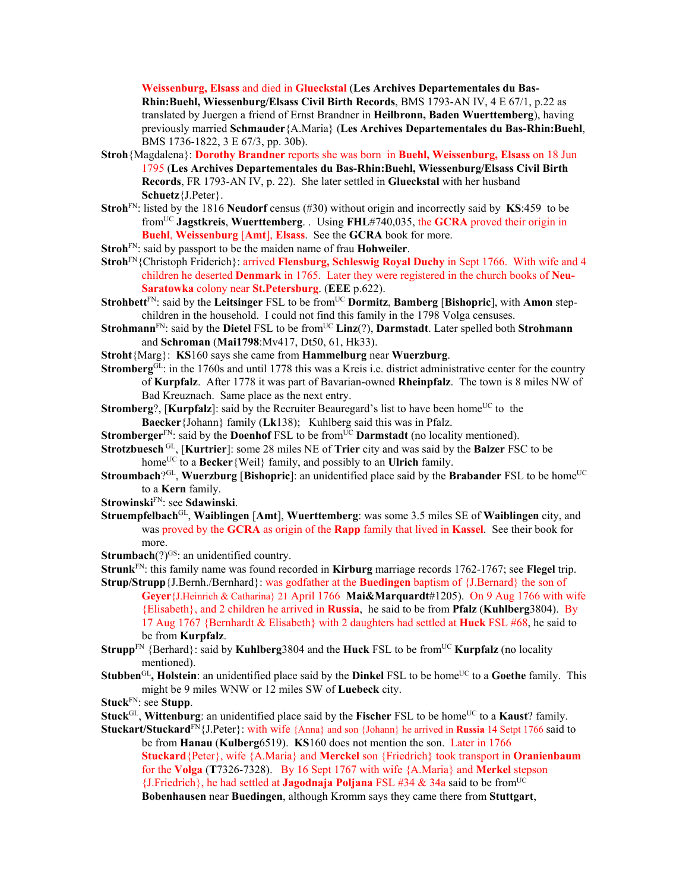**Weissenburg, Elsass** and died in **Glueckstal** (**Les Archives Departementales du Bas-Rhin:Buehl, Wiessenburg/Elsass Civil Birth Records**, BMS 1793-AN IV, 4 E 67/1, p.22 as translated by Juergen a friend of Ernst Brandner in **Heilbronn, Baden Wuerttemberg**), having previously married **Schmauder**{A.Maria} (**Les Archives Departementales du Bas-Rhin:Buehl**, BMS 1736-1822, 3 E 67/3, pp. 30b).

**Stroh**{Magdalena}: **Dorothy Brandner** reports she was born in **Buehl, Weissenburg, Elsass** on 18 Jun 1795 (**Les Archives Departementales du Bas-Rhin:Buehl, Wiessenburg/Elsass Civil Birth Records**, FR 1793-AN IV, p. 22). She later settled in **Glueckstal** with her husband **Schuetz**{J.Peter}.

**Stroh**[FN]: listed by the 1816 **Neudorf** census (#30) without origin and incorrectly said by **KS**:459 to be from[UC] **Jagstkreis**, **Wuerttemberg**. . Using **FHL**#740,035, the **GCRA** proved their origin in **Buehl**, **Weissenburg** [**Amt**], **Elsass**. See the **GCRA** book for more.

**Stroh**[FN]: said by passport to be the maiden name of frau **Hohweiler**.

**Stroh**[FN]{Christoph Friderich}: arrived **Flensburg, Schleswig Royal Duchy** in Sept 1766. With wife and 4 children he deserted **Denmark** in 1765. Later they were registered in the church books of **Neu-Saratowka** colony near **St.Petersburg**. (**EEE** p.622).

**Strohbett**[FN]: said by the **Leitsinger** FSL to be from[UC] **Dormitz**, **Bamberg** [**Bishopric**], with **Amon** step-children in the household. I could not find this family in the 1798 Volga censuses.

**Strohmann**[FN]: said by the **Dietel** FSL to be from[UC] **Linz**(?), **Darmstadt**. Later spelled both **Strohmann** and **Schroman** (**Mai1798**:Mv417, Dt50, 61, Hk33).

**Stroht**{Marg}: **KS**160 says she came from **Hammelburg** near **Wuerzburg**.

**Stromberg**[GL]: in the 1760s and until 1778 this was a Kreis i.e. district administrative center for the country of **Kurpfalz**. After 1778 it was part of Bavarian-owned **Rheinpfalz**. The town is 8 miles NW of Bad Kreuznach. Same place as the next entry.

**Stromberg**?, [**Kurpfalz**]: said by the Recruiter Beauregard's list to have been home[UC] to the **Baecker**{Johann} family (**Lk**138); Kuhlberg said this was in Pfalz.

**Stromberger**[FN]: said by the **Doenhof** FSL to be from[UC] **Darmstadt** (no locality mentioned).

**Strotzbuesch**[GL], [**Kurtrier**]: some 28 miles NE of **Trier** city and was said by the **Balzer** FSC to be home[UC] to a **Becker**{Weil} family, and possibly to an **Ulrich** family.

**Stroumbach**?[GL], **Wuerzburg** [**Bishopric**]: an unidentified place said by the **Brabander** FSL to be home[UC] to a **Kern** family.

**Strowinski**[FN]: see **Sdawinski**.

**Struempfelbach**[GL], **Waiblingen** [**Amt**], **Wuerttemberg**: was some 3.5 miles SE of **Waiblingen** city, and was proved by the **GCRA** as origin of the **Rapp** family that lived in **Kassel**. See their book for more.

**Strumbach**(?)[GS]: an unidentified country.

**Strunk**[FN]: this family name was found recorded in **Kirburg** marriage records 1762-1767; see **Flegel** trip.

**Strup/Strupp**{J.Bernh./Bernhard}: was godfather at the **Buedingen** baptism of {J.Bernard} the son of **Geyer**{J.Heinrich & Catharina} 21 April 1766 **Mai&Marquardt**#1205). On 9 Aug 1766 with wife {Elisabeth}, and 2 children he arrived in **Russia**, he said to be from **Pfalz** (**Kuhlberg**3804). By 17 Aug 1767 {Bernhardt & Elisabeth} with 2 daughters had settled at **Huck** FSL #68, he said to be from **Kurpfalz**.

**Strupp**[FN] {Berhard}: said by **Kuhlberg**3804 and the **Huck** FSL to be from[UC] **Kurpfalz** (no locality mentioned).

**Stubben**[GL]**, Holstein**: an unidentified place said by the **Dinkel** FSL to be home[UC] to a **Goethe** family. This might be 9 miles WNW or 12 miles SW of **Luebeck** city.

**Stuck**[FN]: see **Stupp**.

**Stuck**[GL], **Wittenburg**: an unidentified place said by the **Fischer** FSL to be home[UC] to a **Kaust**? family.

**Stuckart/Stuckard**[FN]{J.Peter}: with wife {Anna} and son {Johann} he arrived in **Russia** 14 Setpt 1766 said to be from **Hanau** (**Kulberg**6519). **KS**160 does not mention the son. Later in 1766 **Stuckard**{Peter}, wife {A.Maria} and **Merckel** son {Friedrich} took transport in **Oranienbaum** for the **Volga** (**T**7326-7328). By 16 Sept 1767 with wife {A.Maria} and **Merkel** stepson {J.Friedrich}, he had settled at **Jagodnaja Poljana** FSL #34 & 34a said to be from[UC] **Bobenhausen** near **Buedingen**, although Kromm says they came there from **Stuttgart**,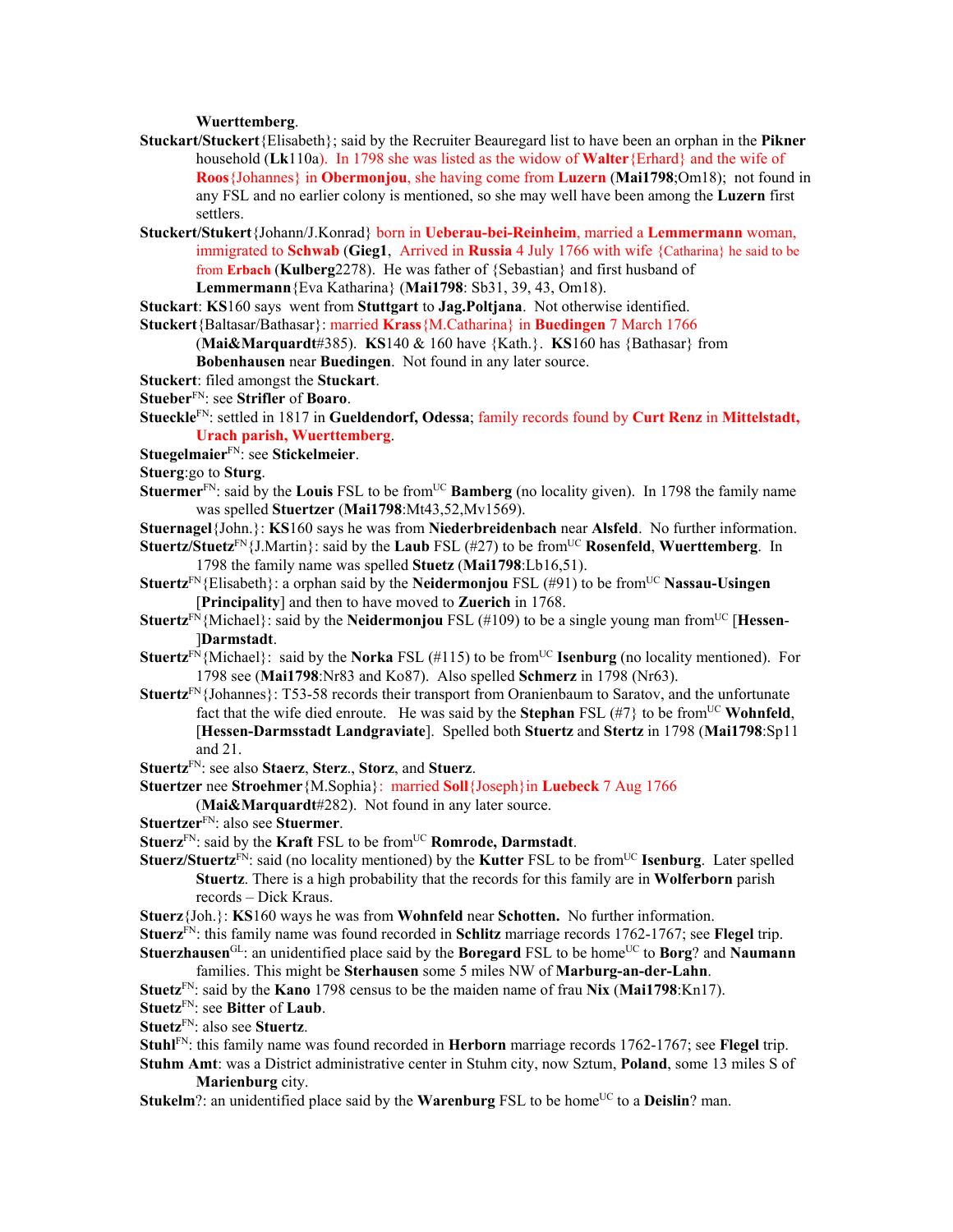Wuerttemberg.

**Stuckart/Stuckert**{Elisabeth}; said by the Recruiter Beauregard list to have been an orphan in the **Pikner** household (**Lk**110a). In 1798 she was listed as the widow of **Walter**{Erhard} and the wife of **Roos**{Johannes} in **Obermonjou**, she having come from **Luzern** (**Mai1798**;Om18); not found in any FSL and no earlier colony is mentioned, so she may well have been among the **Luzern** first settlers.

**Stuckert/Stukert**{Johann/J.Konrad} born in **Ueberau-bei-Reinheim**, married a **Lemmermann** woman, immigrated to **Schwab** (**Gieg1**, Arrived in **Russia** 4 July 1766 with wife {Catharina} he said to be from **Erbach** (**Kulberg**2278). He was father of {Sebastian} and first husband of **Lemmermann**{Eva Katharina} (**Mai1798**: Sb31, 39, 43, Om18).

**Stuckart**: **KS**160 says went from **Stuttgart** to **Jag.Poltjana**. Not otherwise identified.

**Stuckert**{Baltasar/Bathasar}: married **Krass**{M.Catharina} in **Buedingen** 7 March 1766 (**Mai&Marquardt**#385). **KS**140 & 160 have {Kath.}. **KS**160 has {Bathasar} from **Bobenhausen** near **Buedingen**. Not found in any later source.

**Stuckert**: filed amongst the **Stuckart**.

**Stueber**[FN]: see **Strifler** of **Boaro**.

**Stueckle**[FN]: settled in 1817 in **Gueldendorf, Odessa**; family records found by **Curt Renz** in **Mittelstadt, Urach parish, Wuerttemberg**.

**Stuegelmaier**[FN]: see **Stickelmeier**.

**Stuerg**:go to **Sturg**.

**Stuermer**[FN]: said by the **Louis** FSL to be from[UC] **Bamberg** (no locality given). In 1798 the family name was spelled **Stuertzer** (**Mai1798**:Mt43,52,Mv1569).

**Stuernagel**{John.}: **KS**160 says he was from **Niederbreidenbach** near **Alsfeld**. No further information.

**Stuertz/Stuetz**[FN]{J.Martin}: said by the **Laub** FSL (#27) to be from[UC] **Rosenfeld**, **Wuerttemberg**. In 1798 the family name was spelled **Stuetz** (**Mai1798**:Lb16,51).

**Stuertz**[FN]{Elisabeth}: a orphan said by the **Neidermonjou** FSL (#91) to be from[UC] **Nassau-Usingen** [**Principality**] and then to have moved to **Zuerich** in 1768.

**Stuertz**[FN]{Michael}: said by the **Neidermonjou** FSL (#109) to be a single young man from[UC] [**Hessen-**]**Darmstadt**.

**Stuertz**[FN]{Michael}: said by the **Norka** FSL (#115) to be from[UC] **Isenburg** (no locality mentioned). For 1798 see (**Mai1798**:Nr83 and Ko87). Also spelled **Schmerz** in 1798 (Nr63).

**Stuertz**[FN]{Johannes}: T53-58 records their transport from Oranienbaum to Saratov, and the unfortunate fact that the wife died enroute. He was said by the **Stephan** FSL (#7} to be from[UC] **Wohnfeld**, [**Hessen-Darmsstadt Landgraviate**]. Spelled both **Stuertz** and **Stertz** in 1798 (**Mai1798**:Sp11 and 21.

**Stuertz**[FN]: see also **Staerz**, **Sterz**., **Storz**, and **Stuerz**.

**Stuertzer** nee **Strohmer**{M.Sophia}: married **Soll**{Joseph}in **Luebeck** 7 Aug 1766 (**Mai&Marquardt**#282). Not found in any later source.

**Stuertzer**[FN]: also see **Stuermer**.

**Stuerz**[FN]: said by the **Kraft** FSL to be from[UC] **Romrode, Darmstadt**.

**Stuerz/Stuertz**[FN]: said (no locality mentioned) by the **Kutter** FSL to be from[UC] **Isenburg**. Later spelled **Stuertz**. There is a high probability that the records for this family are in **Wolferborn** parish records – Dick Kraus.

**Stuerz**{Joh.}: **KS**160 ways he was from **Wohnfeld** near **Schotten.** No further information.

**Stuerz**[FN]: this family name was found recorded in **Schlitz** marriage records 1762-1767; see **Flegel** trip.

**Stuerzhausen**[GL]: an unidentified place said by the **Boregard** FSL to be home[UC] to **Borg**? and **Naumann** families. This might be **Sterhausen** some 5 miles NW of **Marburg-an-der-Lahn**.

**Stuetz**[FN]: said by the **Kano** 1798 census to be the maiden name of frau **Nix** (**Mai1798**:Kn17).

**Stuetz**[FN]: see **Bitter** of **Laub**.

**Stuetz**[FN]: also see **Stuertz**.

**Stuhl**[FN]: this family name was found recorded in **Herborn** marriage records 1762-1767; see **Flegel** trip.

**Stuhm Amt**: was a District administrative center in Stuhm city, now Sztum, **Poland**, some 13 miles S of **Marienburg** city.

**Stukelm**?: an unidentified place said by the **Warenburg** FSL to be home[UC] to a **Deislin**? man.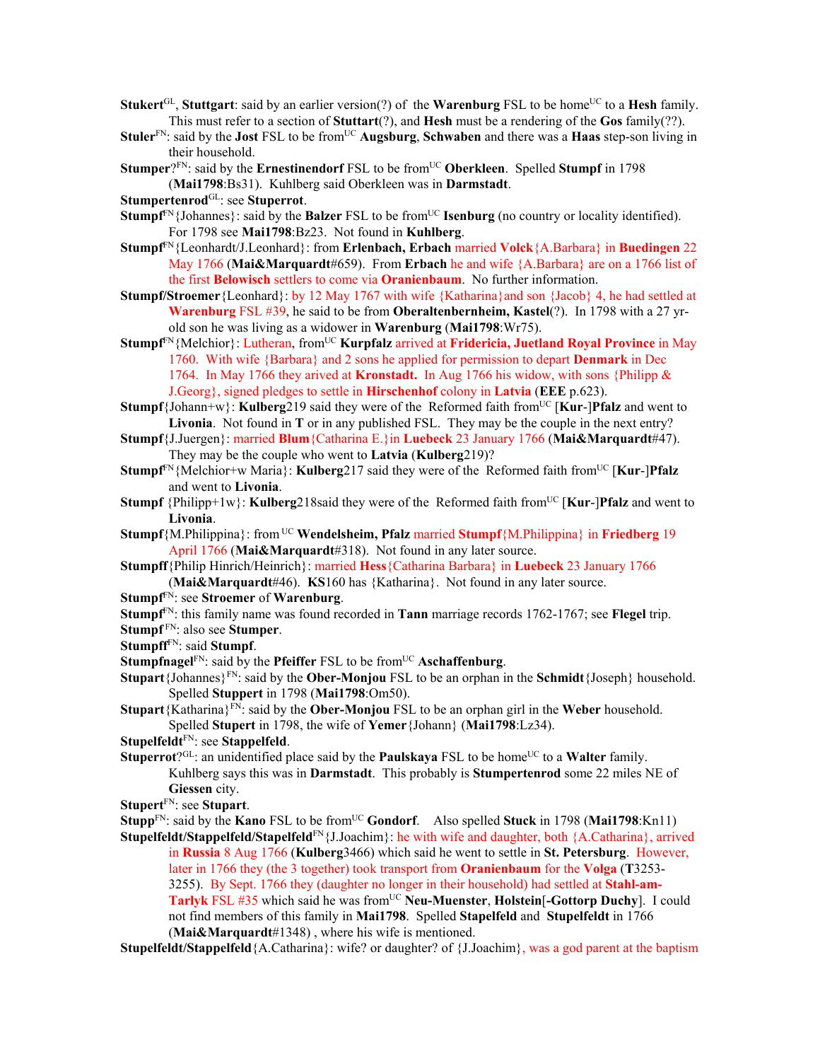**Stukert**[GL], **Stuttgart**: said by an earlier version(?) of the **Warenburg** FSL to be home[UC] to a **Hesh** family. This must refer to a section of **Stuttart**(?), and **Hesh** must be a rendering of the **Gos** family(??).

**Stuler**[FN]: said by the **Jost** FSL to be from[UC] **Augsburg**, **Schwaben** and there was a **Haas** step-son living in their household.

**Stumper**?[FN]: said by the **Ernestinendorf** FSL to be from[UC] **Oberkleen**. Spelled **Stumpf** in 1798 (**Mai1798**:Bs31). Kuhlberg said Oberkleen was in **Darmstadt**.

**Stumpertenrod**[GL]: see **Stuperrot**.

**Stumpf**[FN]{Johannes}: said by the **Balzer** FSL to be from[UC] **Isenburg** (no country or locality identified). For 1798 see **Mai1798**:Bz23. Not found in **Kuhlberg**.

**Stumpf**[FN]{Leonhardt/J.Leonhard}: from **Erlenbach, Erbach** married **Volck**{A.Barbara} in **Buedingen** 22 May 1766 (**Mai&Marquardt**#659). From **Erbach** he and wife {A.Barbara} are on a 1766 list of the first **Belowisch** settlers to come via **Oranienbaum**. No further information.

**Stumpf/Stroemer**{Leonhard}: by 12 May 1767 with wife {Katharina}and son {Jacob} 4, he had settled at **Warenburg** FSL #39, he said to be from **Oberaltenbernheim, Kastel**(?). In 1798 with a 27 yr-old son he was living as a widower in **Warenburg** (**Mai1798**:Wr75).

**Stumpf**[FN]{Melchior}: Lutheran, from[UC] **Kurpfalz** arrived at **Fridericia, Juetland Royal Province** in May 1760. With wife {Barbara} and 2 sons he applied for permission to depart **Denmark** in Dec 1764. In May 1766 they arived at **Kronstadt.** In Aug 1766 his widow, with sons {Philipp & J.Georg}, signed pledges to settle in **Hirschenhof** colony in **Latvia** (**EEE** p.623).

**Stumpf**{Johann+w}: **Kulberg**219 said they were of the Reformed faith from[UC] [**Kur**-]**Pfalz** and went to **Livonia**. Not found in **T** or in any published FSL. They may be the couple in the next entry?

**Stumpf**{J.Juergen}: married **Blum**{Catharina E.}in **Luebeck** 23 January 1766 (**Mai&Marquardt**#47). They may be the couple who went to **Latvia** (**Kulberg**219)?

**Stumpf**[FN]{Melchior+w Maria}: **Kulberg**217 said they were of the Reformed faith from[UC] [**Kur**-]**Pfalz** and went to **Livonia**.

**Stumpf** {Philipp+1w}: **Kulberg**218said they were of the Reformed faith from[UC] [**Kur**-]**Pfalz** and went to **Livonia**.

**Stumpf**{M.Philippina}: from [UC] **Wendelsheim, Pfalz** married **Stumpf**{M.Philippina} in **Friedberg** 19 April 1766 (**Mai&Marquardt**#318). Not found in any later source.

**Stumpff**{Philip Hinrich/Heinrich}: married **Hess**{Catharina Barbara} in **Luebeck** 23 January 1766 (**Mai&Marquardt**#46). **KS**160 has {Katharina}. Not found in any later source.

**Stumpf**[FN]: see **Stroemer** of **Warenburg**.

**Stumpf**[FN]: this family name was found recorded in **Tann** marriage records 1762-1767; see **Flegel** trip.

**Stumpf** [FN]: also see **Stumper**.

**Stumpff**[FN]: said **Stumpf**.

**Stumpfnagel**[FN]: said by the **Pfeiffer** FSL to be from[UC] **Aschaffenburg**.

**Stupart**{Johannes}[FN]: said by the **Ober-Monjou** FSL to be an orphan in the **Schmidt**{Joseph} household. Spelled **Stuppert** in 1798 (**Mai1798**:Om50).

**Stupart**{Katharina}[FN]: said by the **Ober-Monjou** FSL to be an orphan girl in the **Weber** household. Spelled **Stupert** in 1798, the wife of **Yemer**{Johann} (**Mai1798**:Lz34).

**Stupelfeldt**[FN]: see **Stappelfeld**.

**Stuperrot**?[GL]: an unidentified place said by the **Paulskaya** FSL to be home[UC] to a **Walter** family. Kuhlberg says this was in **Darmstadt**. This probably is **Stumpertenrod** some 22 miles NE of **Giessen** city.

**Stupert**[FN]: see **Stupart**.

**Stupp**[FN]: said by the **Kano** FSL to be from[UC] **Gondorf**. Also spelled **Stuck** in 1798 (**Mai1798**:Kn11)

**Stupelfeldt/Stappelfeld/Stapelfeld**[FN]{J.Joachim}: he with wife and daughter, both {A.Catharina}, arrived in **Russia** 8 Aug 1766 (**Kulberg**3466) which said he went to settle in **St. Petersburg**. However, later in 1766 they (the 3 together) took transport from **Oranienbaum** for the **Volga** (**T**3253-3255). By Sept. 1766 they (daughter no longer in their household) had settled at **Stahl-am-Tarlyk** FSL #35 which said he was from[UC] **Neu-Muenster**, **Holstein**[-**Gottorp Duchy**]. I could not find members of this family in **Mai1798**. Spelled **Stapelfeld** and **Stupelfeldt** in 1766 (**Mai&Marquardt**#1348) , where his wife is mentioned.

**Stupelfeldt/Stappelfeld**{A.Catharina}: wife? or daughter? of {J.Joachim}, was a god parent at the baptism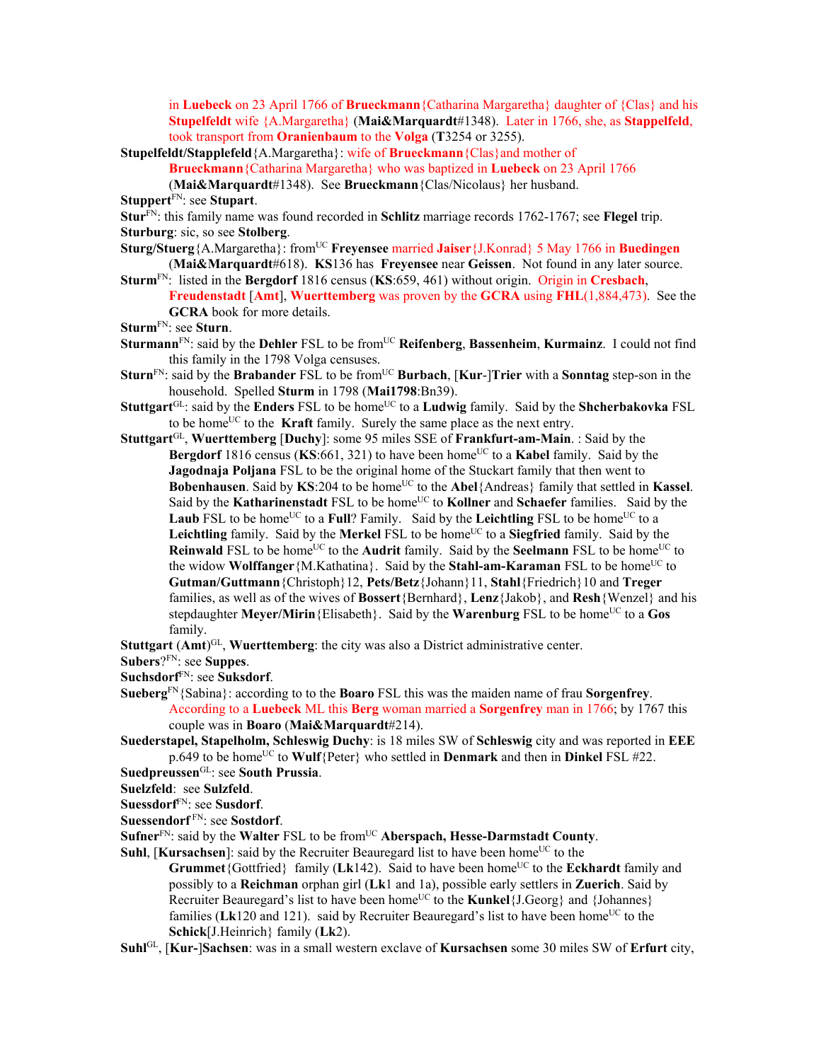in **Luebeck** on 23 April 1766 of **Brueckmann**{Catharina Margaretha} daughter of {Clas} and his **Stupelfeldt** wife {A.Margaretha} (**Mai&Marquardt**#1348). Later in 1766, she, as **Stappelfeld**, took transport from **Oranienbaum** to the **Volga** (**T**3254 or 3255).

**Stupelfeldt/Stapplefeld**{A.Margaretha}: wife of **Brueckmann**{Clas}and mother of **Brueckmann**{Catharina Margaretha} who was baptized in **Luebeck** on 23 April 1766 (**Mai&Marquardt**#1348). See **Brueckmann**{Clas/Nicolaus} her husband.

**Stuppert**FN: see **Stupart**.

**Stur**FN: this family name was found recorded in **Schlitz** marriage records 1762-1767; see **Flegel** trip.

**Sturburg**: sic, so see **Stolberg**.

**Sturg/Stuerg**{A.Margaretha}: fromUC **Freyensee** married **Jaiser**{J.Konrad} 5 May 1766 in **Buedingen** (**Mai&Marquardt**#618). **KS**136 has **Freyensee** near **Geissen**. Not found in any later source.

**Sturm**FN: listed in the **Bergdorf** 1816 census (**KS**:659, 461) without origin. Origin in **Cresbach**, **Freudenstadt** [**Amt**], **Wuerttemberg** was proven by the **GCRA** using **FHL**(1,884,473). See the **GCRA** book for more details.

**Sturm**FN: see **Sturn**.

**Sturmann**FN: said by the **Dehler** FSL to be fromUC **Reifenberg**, **Bassenheim**, **Kurmainz**. I could not find this family in the 1798 Volga censuses.

**Sturn**FN: said by the **Brabander** FSL to be fromUC **Burbach**, [**Kur**-]**Trier** with a **Sonntag** step-son in the household. Spelled **Sturm** in 1798 (**Mai1798**:Bn39).

**Stuttgart**GL: said by the **Enders** FSL to be homeUC to a **Ludwig** family. Said by the **Shcherbakovka** FSL to be homeUC to the **Kraft** family. Surely the same place as the next entry.

**Stuttgart**GL, **Wuerttemberg** [**Duchy**]: some 95 miles SSE of **Frankfurt-am-Main**. : Said by the **Bergdorf** 1816 census (**KS**:661, 321) to have been homeUC to a **Kabel** family. Said by the **Jagodnaja Poljana** FSL to be the original home of the Stuckart family that then went to **Bobenhausen**. Said by **KS**:204 to be homeUC to the **Abel**{Andreas} family that settled in **Kassel**. Said by the **Katharinenstadt** FSL to be homeUC to **Kollner** and **Schaefer** families. Said by the **Laub** FSL to be homeUC to a **Full**? Family. Said by the **Leichtling** FSL to be homeUC to a **Leichtling** family. Said by the **Merkel** FSL to be homeUC to a **Siegfried** family. Said by the **Reinwald** FSL to be homeUC to the **Audrit** family. Said by the **Seelmann** FSL to be homeUC to the widow **Wolffanger**{M.Kathatina}. Said by the **Stahl-am-Karaman** FSL to be homeUC to **Gutman/Guttmann**{Christoph}12, **Pets/Betz**{Johann}11, **Stahl**{Friedrich}10 and **Treger** families, as well as of the wives of **Bossert**{Bernhard}, **Lenz**{Jakob}, and **Resh**{Wenzel} and his stepdaughter **Meyer/Mirin**{Elisabeth}. Said by the **Warenburg** FSL to be homeUC to a **Gos** family.

**Stuttgart** (**Amt**)GL, **Wuerttemberg**: the city was also a District administrative center.

**Subers**?FN: see **Suppes**.

**Suchsdorf**FN: see **Suksdorf**.

**Sueberg**FN{Sabina}: according to to the **Boaro** FSL this was the maiden name of frau **Sorgenfrey**. According to a **Luebeck** ML this **Berg** woman married a **Sorgenfrey** man in 1766; by 1767 this couple was in **Boaro** (**Mai&Marquardt**#214).

**Suederstapel, Stapelholm, Schleswig Duchy**: is 18 miles SW of **Schleswig** city and was reported in **EEE** p.649 to be homeUC to **Wulf**{Peter} who settled in **Denmark** and then in **Dinkel** FSL #22.

**Suedpreussen**GL: see **South Prussia**.

**Suelzfeld**: see **Sulzfeld**.

**Suessdorf**FN: see **Susdorf**.

**Suessendorf** FN: see **Sostdorf**.

**Sufner**FN: said by the **Walter** FSL to be fromUC **Aberspach, Hesse-Darmstadt County**.

**Suhl**, [**Kursachsen**]: said by the Recruiter Beauregard list to have been homeUC to the **Grummet**{Gottfried} family (**Lk**142). Said to have been homeUC to the **Eckhardt** family and possibly to a **Reichman** orphan girl (**Lk**1 and 1a), possible early settlers in **Zuerich**. Said by Recruiter Beauregard's list to have been homeUC to the **Kunkel**{J.Georg} and {Johannes} families (**Lk**120 and 121). said by Recruiter Beauregard's list to have been homeUC to the **Schick**[J.Heinrich} family (**Lk**2).

**Suhl**GL, [**Kur-**]**Sachsen**: was in a small western exclave of **Kursachsen** some 30 miles SW of **Erfurt** city,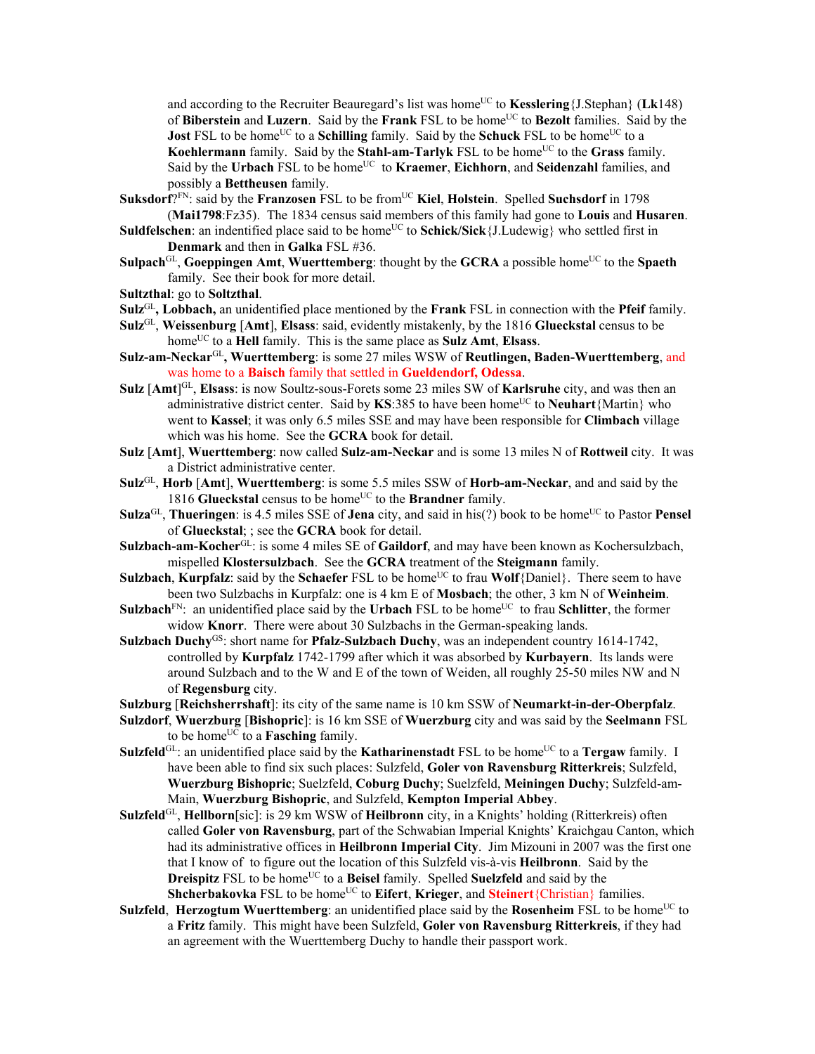and according to the Recruiter Beauregard's list was home[UC] to **Kesslering**{J.Stephan} (**Lk**148) of **Biberstein** and **Luzern**. Said by the **Frank** FSL to be home[UC] to **Bezolt** families. Said by the **Jost** FSL to be home[UC] to a **Schilling** family. Said by the **Schuck** FSL to be home[UC] to a **Koehlermann** family. Said by the **Stahl-am-Tarlyk** FSL to be home[UC] to the **Grass** family. Said by the **Urbach** FSL to be home[UC] to **Kraemer**, **Eichhorn**, and **Seidenzahl** families, and possibly a **Bettheusen** family.

**Suksdorf**?[FN]: said by the **Franzosen** FSL to be from[UC] **Kiel**, **Holstein**. Spelled **Suchsdorf** in 1798 (**Mai1798**:Fz35). The 1834 census said members of this family had gone to **Louis** and **Husaren**.

**Suldfelschen**: an indentified place said to be home[UC] to **Schick/Sick**{J.Ludewig} who settled first in **Denmark** and then in **Galka** FSL #36.

**Sulpach**[GL], **Goeppingen Amt**, **Wuerttemberg**: thought by the **GCRA** a possible home[UC] to the **Spaeth** family. See their book for more detail.

**Sultzthal**: go to **Soltzthal**.

**Sulz**[GL]**, Lobbach,** an unidentified place mentioned by the **Frank** FSL in connection with the **Pfeif** family.

**Sulz**[GL], **Weissenburg** [**Amt**], **Elsass**: said, evidently mistakenly, by the 1816 **Glueckstal** census to be home[UC] to a **Hell** family. This is the same place as **Sulz Amt**, **Elsass**.

**Sulz-am-Neckar**[GL]**, Wuerttemberg**: is some 27 miles WSW of **Reutlingen, Baden-Wuerttemberg**, and was home to a **Baisch** family that settled in **Gueldendorf, Odessa**.

**Sulz** [**Amt**][GL], **Elsass**: is now Soultz-sous-Forets some 23 miles SW of **Karlsruhe** city, and was then an administrative district center. Said by **KS**:385 to have been home[UC] to **Neuhart**{Martin} who went to **Kassel**; it was only 6.5 miles SSE and may have been responsible for **Climbach** village which was his home. See the **GCRA** book for detail.

**Sulz** [**Amt**], **Wuerttemberg**: now called **Sulz-am-Neckar** and is some 13 miles N of **Rottweil** city. It was a District administrative center.

**Sulz**[GL], **Horb** [**Amt**], **Wuerttemberg**: is some 5.5 miles SSW of **Horb-am-Neckar**, and and said by the 1816 **Glueckstal** census to be home[UC] to the **Brandner** family.

**Sulza**[GL], **Thueringen**: is 4.5 miles SSE of **Jena** city, and said in his(?) book to be home[UC] to Pastor **Pensel** of **Glueckstal**; ; see the **GCRA** book for detail.

**Sulzbach-am-Kocher**[GL]: is some 4 miles SE of **Gaildorf**, and may have been known as Kochersulzbach, mispelled **Klostersulzbach**. See the **GCRA** treatment of the **Steigmann** family.

**Sulzbach**, **Kurpfalz**: said by the **Schaefer** FSL to be home[UC] to frau **Wolf**{Daniel}. There seem to have been two Sulzbachs in Kurpfalz: one is 4 km E of **Mosbach**; the other, 3 km N of **Weinheim**.

**Sulzbach**[FN]: an unidentified place said by the **Urbach** FSL to be home[UC] to frau **Schlitter**, the former widow **Knorr**. There were about 30 Sulzbachs in the German-speaking lands.

**Sulzbach Duchy**[GS]: short name for **Pfalz-Sulzbach Duchy**, was an independent country 1614-1742, controlled by **Kurpfalz** 1742-1799 after which it was absorbed by **Kurbayern**. Its lands were around Sulzbach and to the W and E of the town of Weiden, all roughly 25-50 miles NW and N of **Regensburg** city.

**Sulzburg** [**Reichsherrshaft**]: its city of the same name is 10 km SSW of **Neumarkt-in-der-Oberpfalz**.

**Sulzdorf**, **Wuerzburg** [**Bishopric**]: is 16 km SSE of **Wuerzburg** city and was said by the **Seelmann** FSL to be home[UC] to a **Fasching** family.

**Sulzfeld**[GL]: an unidentified place said by the **Katharinenstadt** FSL to be home[UC] to a **Tergaw** family. I have been able to find six such places: Sulzfeld, **Goler von Ravensburg Ritterkreis**; Sulzfeld, **Wuerzburg Bishopric**; Suelzfeld, **Coburg Duchy**; Suelzfeld, **Meiningen Duchy**; Sulzfeld-am-Main, **Wuerzburg Bishopric**, and Sulzfeld, **Kempton Imperial Abbey**.

**Sulzfeld**[GL], **Hellborn**[sic]: is 29 km WSW of **Heilbronn** city, in a Knights' holding (Ritterkreis) often called **Goler von Ravensburg**, part of the Schwabian Imperial Knights' Kraichgau Canton, which had its administrative offices in **Heilbronn Imperial City**. Jim Mizouni in 2007 was the first one that I know of to figure out the location of this Sulzfeld vis-à-vis **Heilbronn**. Said by the **Dreispitz** FSL to be home[UC] to a **Beisel** family. Spelled **Suelzfeld** and said by the **Shcherbakovka** FSL to be home[UC] to **Eifert**, **Krieger**, and **Steinert**{Christian} families.

**Sulzfeld**, **Herzogtum Wuerttemberg**: an unidentified place said by the **Rosenheim** FSL to be home[UC] to a **Fritz** family. This might have been Sulzfeld, **Goler von Ravensburg Ritterkreis**, if they had an agreement with the Wuerttemberg Duchy to handle their passport work.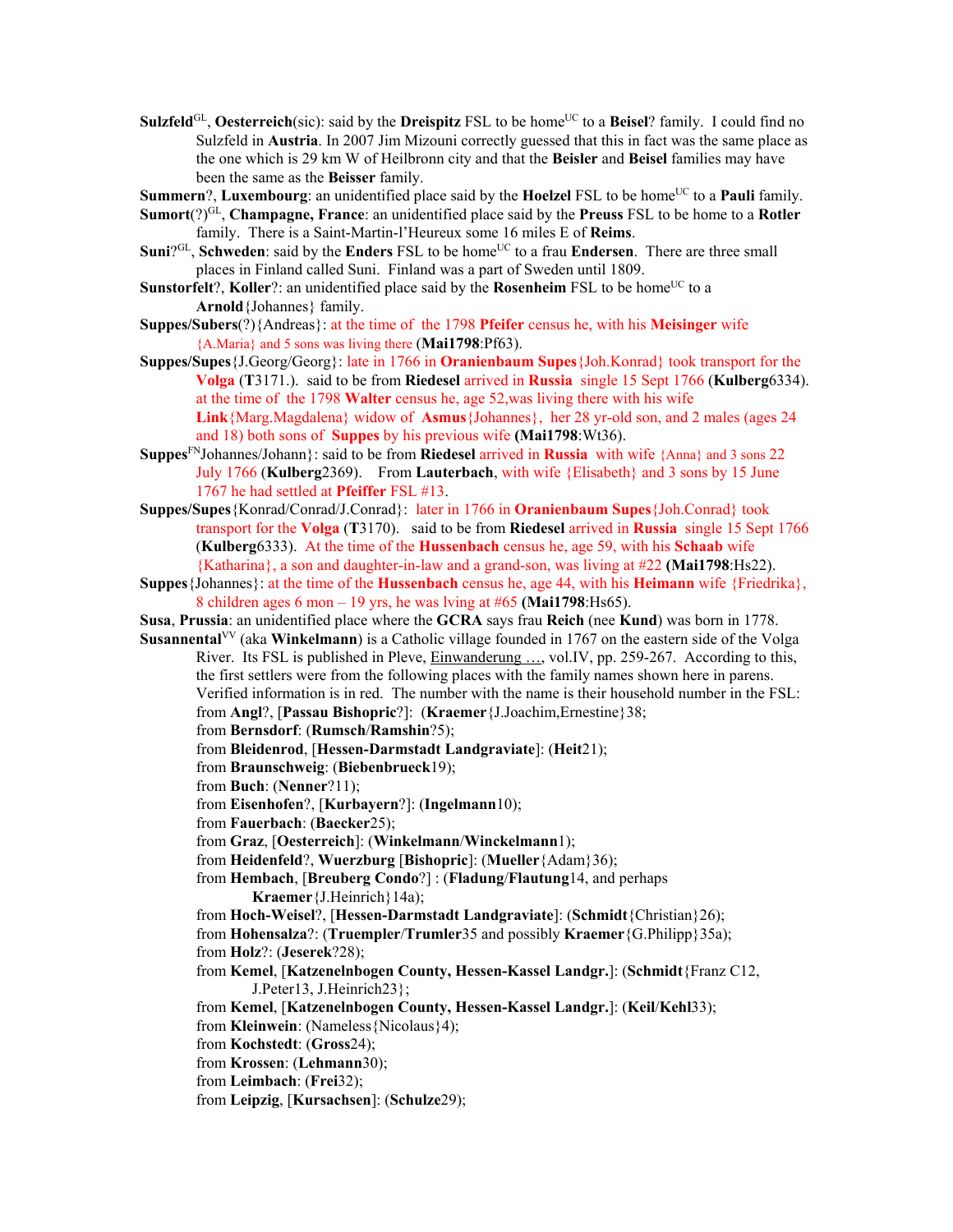**Sulzfeld**[GL], **Oesterreich**(sic): said by the **Dreispitz** FSL to be home[UC] to a **Beisel**? family. I could find no Sulzfeld in **Austria**. In 2007 Jim Mizouni correctly guessed that this in fact was the same place as the one which is 29 km W of Heilbronn city and that the **Beisler** and **Beisel** families may have been the same as the **Beisser** family.

**Summern**?, **Luxembourg**: an unidentified place said by the **Hoelzel** FSL to be home[UC] to a **Pauli** family.

**Sumort**(?)[GL], **Champagne, France**: an unidentified place said by the **Preuss** FSL to be home to a **Rotler** family. There is a Saint-Martin-l'Heureux some 16 miles E of **Reims**.

**Suni**?[GL], **Schweden**: said by the **Enders** FSL to be home[UC] to a frau **Endersen**. There are three small places in Finland called Suni. Finland was a part of Sweden until 1809.

**Sunstorfelt**?, **Koller**?: an unidentified place said by the **Rosenheim** FSL to be home[UC] to a **Arnold**{Johannes} family.

**Suppes/Subers**(?){Andreas}: at the time of the 1798 **Pfeifer** census he, with his **Meisinger** wife {A.Maria} and 5 sons was living there (**Mai1798**:Pf63).

**Suppes/Supes**{J.Georg/Georg}: late in 1766 in **Oranienbaum Supes**{Joh.Konrad} took transport for the **Volga** (**T**3171.). said to be from **Riedesel** arrived in **Russia** single 15 Sept 1766 (**Kulberg**6334). at the time of the 1798 **Walter** census he, age 52,was living there with his wife **Link**{Marg.Magdalena} widow of **Asmus**{Johannes}, her 28 yr-old son, and 2 males (ages 24 and 18) both sons of **Suppes** by his previous wife (**Mai1798**:Wt36).

**Suppes**[FN]Johannes/Johann}: said to be from **Riedesel** arrived in **Russia** with wife {Anna} and 3 sons 22 July 1766 (**Kulberg**2369). From **Lauterbach**, with wife {Elisabeth} and 3 sons by 15 June 1767 he had settled at **Pfeiffer** FSL #13.

**Suppes/Supes**{Konrad/Conrad/J.Conrad}: later in 1766 in **Oranienbaum Supes**{Joh.Conrad} took transport for the **Volga** (**T**3170). said to be from **Riedesel** arrived in **Russia** single 15 Sept 1766 (**Kulberg**6333). At the time of the **Hussenbach** census he, age 59, with his **Schaab** wife {Katharina}, a son and daughter-in-law and a grand-son, was living at #22 (**Mai1798**:Hs22).

**Suppes**{Johannes}: at the time of the **Hussenbach** census he, age 44, with his **Heimann** wife {Friedrika}, 8 children ages 6 mon – 19 yrs, he was lving at #65 (**Mai1798**:Hs65).

**Susa**, **Prussia**: an unidentified place where the **GCRA** says frau **Reich** (nee **Kund**) was born in 1778.

**Susannental**[VV] (aka **Winkelmann**) is a Catholic village founded in 1767 on the eastern side of the Volga River. Its FSL is published in Pleve, Einwanderung …, vol.IV, pp. 259-267. According to this, the first settlers were from the following places with the family names shown here in parens. Verified information is in red. The number with the name is their household number in the FSL:

- from **Angl**?, [**Passau Bishopric**?]: (**Kraemer**{J.Joachim,Ernestine}38;
- from **Bernsdorf**: (**Rumsch**/**Ramshin**?5);
- from **Bleidenrod**, [**Hessen-Darmstadt Landgraviate**]: (**Heit**21);
- from **Braunschweig**: (**Biebenbrueck**19);
- from **Buch**: (**Nenner**?11);
- from **Eisenhofen**?, [**Kurbayern**?]: (**Ingelmann**10);
- from **Fauerbach**: (**Baecker**25);
- from **Graz**, [**Oesterreich**]: (**Winkelmann**/**Winckelmann**1);
- from **Heidenfeld**?, **Wuerzburg** [**Bishopric**]: (**Mueller**{Adam}36);
- from **Hembach**, [**Breuberg Condo**?] : (**Fladung**/**Flautung**14, and perhaps **Kraemer**{J.Heinrich}14a);
- from **Hoch-Weisel**?, [**Hessen-Darmstadt Landgraviate**]: (**Schmidt**{Christian}26);
- from **Hohensalza**?: (**Truempler**/**Trumler**35 and possibly **Kraemer**{G.Philipp}35a);
- from **Holz**?: (**Jeserek**?28);
- from **Kemel**, [**Katzenelnbogen County, Hessen-Kassel Landgr.**]: (**Schmidt**{Franz C12, J.Peter13, J.Heinrich23};
- from **Kemel**, [**Katzenelnbogen County, Hessen-Kassel Landgr.**]: (**Keil**/**Kehl**33);
- from **Kleinwein**: (Nameless{Nicolaus}4);
- from **Kochstedt**: (**Gross**24);
- from **Krossen**: (**Lehmann**30);
- from **Leimbach**: (**Frei**32);
- from **Leipzig**, [**Kursachsen**]: (**Schulze**29);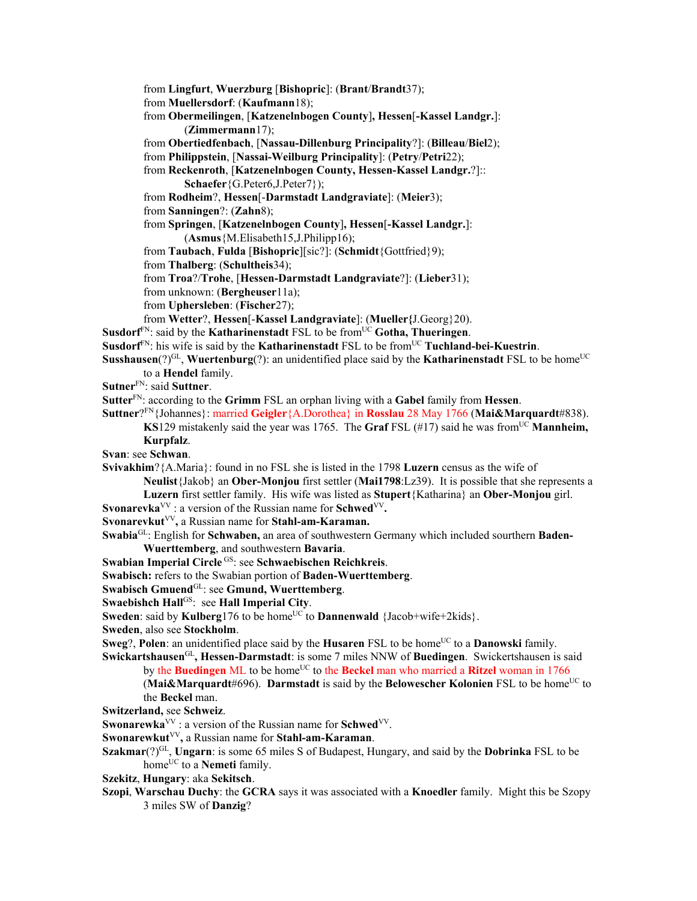from **Lingfurt**, **Wuerzburg** [**Bishopric**]: (**Brant**/**Brandt**37);
from **Muellersdorf**: (**Kaufmann**18);
from **Obermeilingen**, [**Katzenelnbogen County**], **Hessen**[**-Kassel Landgr.**]: (**Zimmermann**17);
from **Obertiedfenbach**, [**Nassau-Dillenburg Principality**?]: (**Billeau**/**Biel**2);
from **Philippstein**, [**Nassai-Weilburg Principality**]: (**Petry**/**Petri**22);
from **Reckenroth**, [**Katzenelnbogen County, Hessen-Kassel Landgr.**?]:: **Schaefer**{G.Peter6,J.Peter7});
from **Rodheim**?, **Hessen**[-**Darmstadt Landgraviate**]: (**Meier**3);
from **Sanningen**?: (**Zahn**8);
from **Springen**, [**Katzenelnbogen County**], **Hessen**[**-Kassel Landgr.**]: (**Asmus**{M.Elisabeth15,J.Philipp16);
from **Taubach**, **Fulda** [**Bishopric**][sic?]: (**Schmidt**{Gottfried}9);
from **Thalberg**: (**Schultheis**34);
from **Troa**?/**Trohe**, [**Hessen-Darmstadt Landgraviate**?]: (**Lieber**31);
from unknown: (**Bergheuser**11a);
from **Uphersleben**: (**Fischer**27);
from **Wetter**?, **Hessen**[-**Kassel Landgraviate**]: (**Mueller{**J.Georg}20).

**Susdorf**FN: said by the **Katharinenstadt** FSL to be fromUC **Gotha, Thueringen**.

**Susdorf**FN: his wife is said by the **Katharinenstadt** FSL to be fromUC **Tuchland-bei-Kuestrin**.

**Susshausen**(?)GL, **Wuertenburg**(?): an unidentified place said by the **Katharinenstadt** FSL to be homeUC to a **Hendel** family.

**Sutner**FN: said **Suttner**.

**Sutter**FN: according to the **Grimm** FSL an orphan living with a **Gabel** family from **Hessen**.

**Suttner**?FN{Johannes}: married **Geigler**{A.Dorothea} in **Rosslau** 28 May 1766 (**Mai&Marquardt**#838). **KS**129 mistakenly said the year was 1765. The **Graf** FSL (#17) said he was fromUC **Mannheim, Kurpfalz**.

**Svan**: see **Schwan**.

**Svivakhim**?{A.Maria}: found in no FSL she is listed in the 1798 **Luzern** census as the wife of **Neulist**{Jakob} an **Ober-Monjou** first settler (**Mai1798**:Lz39). It is possible that she represents a **Luzern** first settler family. His wife was listed as **Stupert**{Katharina} an **Ober-Monjou** girl.

**Svonarevka**VV : a version of the Russian name for **Schwed**VV**.**

**Svonarevkut**VV**,** a Russian name for **Stahl-am-Karaman.**

**Swabia**GL: English for **Schwaben,** an area of southwestern Germany which included sourthern **Baden-Wuerttemberg**, and southwestern **Bavaria**.

**Swabian Imperial Circle** GS: see **Schwaebischen Reichkreis**.

**Swabisch:** refers to the Swabian portion of **Baden-Wuerttemberg**.

**Swabisch Gmuend**GL: see **Gmund, Wuerttemberg**.

**Swaebishch Hall**GS: see **Hall Imperial City**.

**Sweden**: said by **Kulberg**176 to be homeUC to **Dannenwald** {Jacob+wife+2kids}.

**Sweden**, also see **Stockholm**.

**Sweg**?, **Polen**: an unidentified place said by the **Husaren** FSL to be homeUC to a **Danowski** family.

**Swickartshausen**GL**, Hessen-Darmstadt**: is some 7 miles NNW of **Buedingen**. Swickertshausen is said by the **Buedingen** ML to be homeUC to the **Beckel** man who married a **Ritzel** woman in 1766 (**Mai&Marquardt**#696). **Darmstadt** is said by the **Belowescher Kolonien** FSL to be homeUC to the **Beckel** man.

**Switzerland,** see **Schweiz**.

**Swonarewka**VV : a version of the Russian name for **Schwed**VV.

**Swonarewkut**VV**,** a Russian name for **Stahl-am-Karaman**.

**Szakmar**(?)GL, **Ungarn**: is some 65 miles S of Budapest, Hungary, and said by the **Dobrinka** FSL to be homeUC to a **Nemeti** family.

**Szekitz**, **Hungary**: aka **Sekitsch**.

**Szopi**, **Warschau Duchy**: the **GCRA** says it was associated with a **Knoedler** family. Might this be Szopy 3 miles SW of **Danzig**?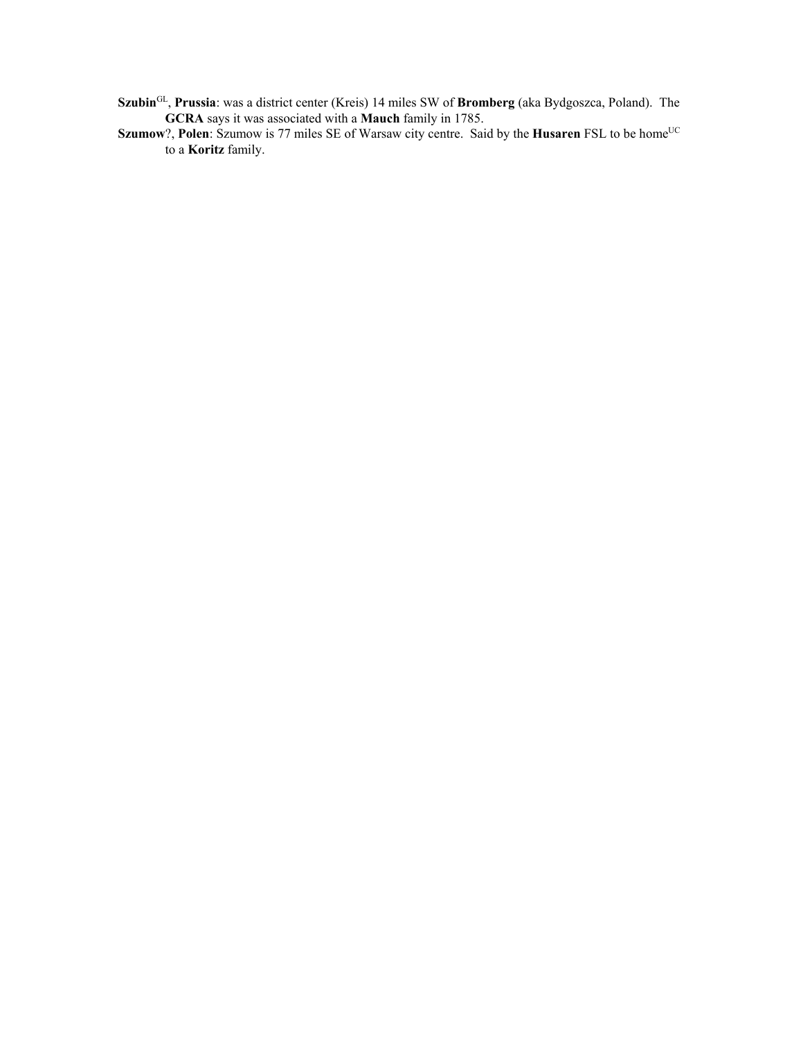**Szubin**[GL], **Prussia**: was a district center (Kreis) 14 miles SW of **Bromberg** (aka Bydgoszca, Poland). The **GCRA** says it was associated with a **Mauch** family in 1785.

**Szumow**?, **Polen**: Szumow is 77 miles SE of Warsaw city centre. Said by the **Husaren** FSL to be home[UC] to a **Koritz** family.